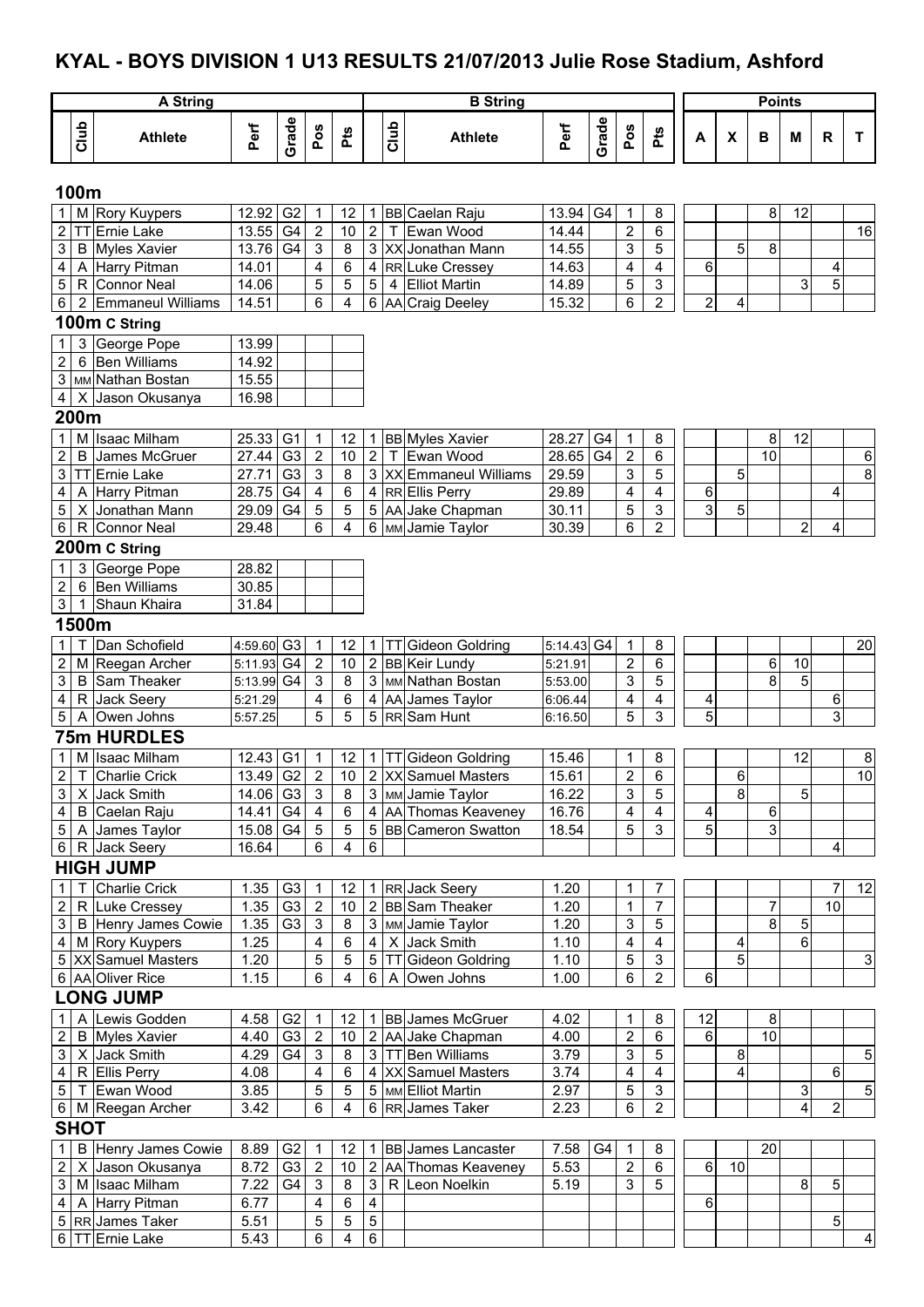# KYAL - BOYS DIVISION 1 U13 RESULTS 21/07/2013 Julie Rose Stadium, Ashford

## 100m

| | A String | | | | | | | B String | | | | | | | Points | | | | | |
|---|---|---|---|---|---|---|---|---|---|---|---|---|---|---|---|---|---|---|---|---|
| | Club | Athlete | Perf | Grade | Pos | Pts | | Club | Athlete | Perf | Grade | Pos | Pts | A | X | B | M | R | T |
| 1 | M | Rory Kuypers | 12.92 | G2 | 1 | 12 | 1 | BB | Caelan Raju | 13.94 | G4 | 1 | 8 | | | 8 | 12 | | |
| 2 | TT | Ernie Lake | 13.55 | G4 | 2 | 10 | 2 | T | Ewan Wood | 14.44 | | 2 | 6 | | | | | | 16 |
| 3 | B | Myles Xavier | 13.76 | G4 | 3 | 8 | 3 | XX | Jonathan Mann | 14.55 | | 3 | 5 | | 5 | 8 | | | |
| 4 | A | Harry Pitman | 14.01 | | 4 | 6 | 4 | RR | Luke Cressey | 14.63 | | 4 | 4 | 6 | | | | 4 | |
| 5 | R | Connor Neal | 14.06 | | 5 | 5 | 5 | 4 | Elliot Martin | 14.89 | | 5 | 3 | | | | 3 | 5 | |
| 6 | 2 | Emmaneul Williams | 14.51 | | 6 | 4 | 6 | AA | Craig Deeley | 15.32 | | 6 | 2 | 2 | 4 | | | | |

## 100m C String

| | Club | Athlete | Perf |
|---|---|---|---|
| 1 | 3 | George Pope | 13.99 |
| 2 | 6 | Ben Williams | 14.92 |
| 3 | MM | Nathan Bostan | 15.55 |
| 4 | X | Jason Okusanya | 16.98 |

## 200m

| | Club | Athlete | Perf | Grade | Pos | Pts | | Club | Athlete | Perf | Grade | Pos | Pts | A | X | B | M | R | T |
|---|---|---|---|---|---|---|---|---|---|---|---|---|---|---|---|---|---|---|---|
| 1 | M | Isaac Milham | 25.33 | G1 | 1 | 12 | 1 | BB | Myles Xavier | 28.27 | G4 | 1 | 8 | | | 8 | 12 | | |
| 2 | B | James McGruer | 27.44 | G3 | 2 | 10 | 2 | T | Ewan Wood | 28.65 | G4 | 2 | 6 | | | 10 | | | 6 |
| 3 | TT | Ernie Lake | 27.71 | G3 | 3 | 8 | 3 | XX | Emmaneul Williams | 29.59 | | 3 | 5 | | 5 | | | | 8 |
| 4 | A | Harry Pitman | 28.75 | G4 | 4 | 6 | 4 | RR | Ellis Perry | 29.89 | | 4 | 4 | 6 | | | | 4 | |
| 5 | X | Jonathan Mann | 29.09 | G4 | 5 | 5 | 5 | AA | Jake Chapman | 30.11 | | 5 | 3 | 3 | 5 | | | | |
| 6 | R | Connor Neal | 29.48 | | 6 | 4 | 6 | MM | Jamie Taylor | 30.39 | | 6 | 2 | | | | 2 | 4 | |

## 200m C String

| | Club | Athlete | Perf |
|---|---|---|---|
| 1 | 3 | George Pope | 28.82 |
| 2 | 6 | Ben Williams | 30.85 |
| 3 | 1 | Shaun Khaira | 31.84 |

## 1500m

| | Club | Athlete | Perf | Grade | Pos | Pts | | Club | Athlete | Perf | Grade | Pos | Pts | A | X | B | M | R | T |
|---|---|---|---|---|---|---|---|---|---|---|---|---|---|---|---|---|---|---|---|
| 1 | T | Dan Schofield | 4:59.60 | G3 | 1 | 12 | 1 | TT | Gideon Goldring | 5:14.43 | G4 | 1 | 8 | | | | | | 20 |
| 2 | M | Reegan Archer | 5:11.93 | G4 | 2 | 10 | 2 | BB | Keir Lundy | 5:21.91 | | 2 | 6 | | | 6 | 10 | | |
| 3 | B | Sam Theaker | 5:13.99 | G4 | 3 | 8 | 3 | MM | Nathan Bostan | 5:53.00 | | 3 | 5 | | | 8 | 5 | | |
| 4 | R | Jack Seery | 5:21.29 | | 4 | 6 | 4 | AA | James Taylor | 6:06.44 | | 4 | 4 | 4 | | | | 6 | |
| 5 | A | Owen Johns | 5:57.25 | | 5 | 5 | 5 | RR | Sam Hunt | 6:16.50 | | 5 | 3 | 5 | | | | 3 | |

## 75m HURDLES

| | Club | Athlete | Perf | Grade | Pos | Pts | | Club | Athlete | Perf | Grade | Pos | Pts | A | X | B | M | R | T |
|---|---|---|---|---|---|---|---|---|---|---|---|---|---|---|---|---|---|---|---|
| 1 | M | Isaac Milham | 12.43 | G1 | 1 | 12 | 1 | TT | Gideon Goldring | 15.46 | | 1 | 8 | | | | 12 | | 8 |
| 2 | T | Charlie Crick | 13.49 | G2 | 2 | 10 | 2 | XX | Samuel Masters | 15.61 | | 2 | 6 | | 6 | | | | 10 |
| 3 | X | Jack Smith | 14.06 | G3 | 3 | 8 | 3 | MM | Jamie Taylor | 16.22 | | 3 | 5 | | 8 | | 5 | | |
| 4 | B | Caelan Raju | 14.41 | G4 | 4 | 6 | 4 | AA | Thomas Keaveney | 16.76 | | 4 | 4 | 4 | | 6 | | | |
| 5 | A | James Taylor | 15.08 | G4 | 5 | 5 | 5 | BB | Cameron Swatton | 18.54 | | 5 | 3 | 5 | | 3 | | | |
| 6 | R | Jack Seery | 16.64 | | 6 | 4 | 6 | | | | | | | | | | | 4 | |

## HIGH JUMP

| | Club | Athlete | Perf | Grade | Pos | Pts | | Club | Athlete | Perf | Grade | Pos | Pts | A | X | B | M | R | T |
|---|---|---|---|---|---|---|---|---|---|---|---|---|---|---|---|---|---|---|---|
| 1 | T | Charlie Crick | 1.35 | G3 | 1 | 12 | 1 | RR | Jack Seery | 1.20 | | 1 | 7 | | | | | 7 | 12 |
| 2 | R | Luke Cressey | 1.35 | G3 | 2 | 10 | 2 | BB | Sam Theaker | 1.20 | | 1 | 7 | | | 7 | | 10 | |
| 3 | B | Henry James Cowie | 1.35 | G3 | 3 | 8 | 3 | MM | Jamie Taylor | 1.20 | | 3 | 5 | | | 8 | 5 | | |
| 4 | M | Rory Kuypers | 1.25 | | 4 | 6 | 4 | X | Jack Smith | 1.10 | | 4 | 4 | | 4 | | 6 | | |
| 5 | XX | Samuel Masters | 1.20 | | 5 | 5 | 5 | TT | Gideon Goldring | 1.10 | | 5 | 3 | | 5 | | | | 3 |
| 6 | AA | Oliver Rice | 1.15 | | 6 | 4 | 6 | A | Owen Johns | 1.00 | | 6 | 2 | 6 | | | | | |

## LONG JUMP

| | Club | Athlete | Perf | Grade | Pos | Pts | | Club | Athlete | Perf | Grade | Pos | Pts | A | X | B | M | R | T |
|---|---|---|---|---|---|---|---|---|---|---|---|---|---|---|---|---|---|---|---|
| 1 | A | Lewis Godden | 4.58 | G2 | 1 | 12 | 1 | BB | James McGruer | 4.02 | | 1 | 8 | 12 | | 8 | | | |
| 2 | B | Myles Xavier | 4.40 | G3 | 2 | 10 | 2 | AA | Jake Chapman | 4.00 | | 2 | 6 | 6 | | 10 | | | |
| 3 | X | Jack Smith | 4.29 | G4 | 3 | 8 | 3 | TT | Ben Williams | 3.79 | | 3 | 5 | | 8 | | | | 5 |
| 4 | R | Ellis Perry | 4.08 | | 4 | 6 | 4 | XX | Samuel Masters | 3.74 | | 4 | 4 | | 4 | | | 6 | |
| 5 | T | Ewan Wood | 3.85 | | 5 | 5 | 5 | MM | Elliot Martin | 2.97 | | 5 | 3 | | | | 3 | | 5 |
| 6 | M | Reegan Archer | 3.42 | | 6 | 4 | 6 | RR | James Taker | 2.23 | | 6 | 2 | | | | 4 | 2 | |

## SHOT

| | Club | Athlete | Perf | Grade | Pos | Pts | | Club | Athlete | Perf | Grade | Pos | Pts | A | X | B | M | R | T |
|---|---|---|---|---|---|---|---|---|---|---|---|---|---|---|---|---|---|---|---|
| 1 | B | Henry James Cowie | 8.89 | G2 | 1 | 12 | 1 | BB | James Lancaster | 7.58 | G4 | 1 | 8 | | | 20 | | | |
| 2 | X | Jason Okusanya | 8.72 | G3 | 2 | 10 | 2 | AA | Thomas Keaveney | 5.53 | | 2 | 6 | 6 | 10 | | | | |
| 3 | M | Isaac Milham | 7.22 | G4 | 3 | 8 | 3 | R | Leon Noelkin | 5.19 | | 3 | 5 | | | | 8 | 5 | |
| 4 | A | Harry Pitman | 6.77 | | 4 | 6 | 4 | | | | | | | 6 | | | | | |
| 5 | RR | James Taker | 5.51 | | 5 | 5 | 5 | | | | | | | | | | | 5 | |
| 6 | TT | Ernie Lake | 5.43 | | 6 | 4 | 6 | | | | | | | | | | | | 4 |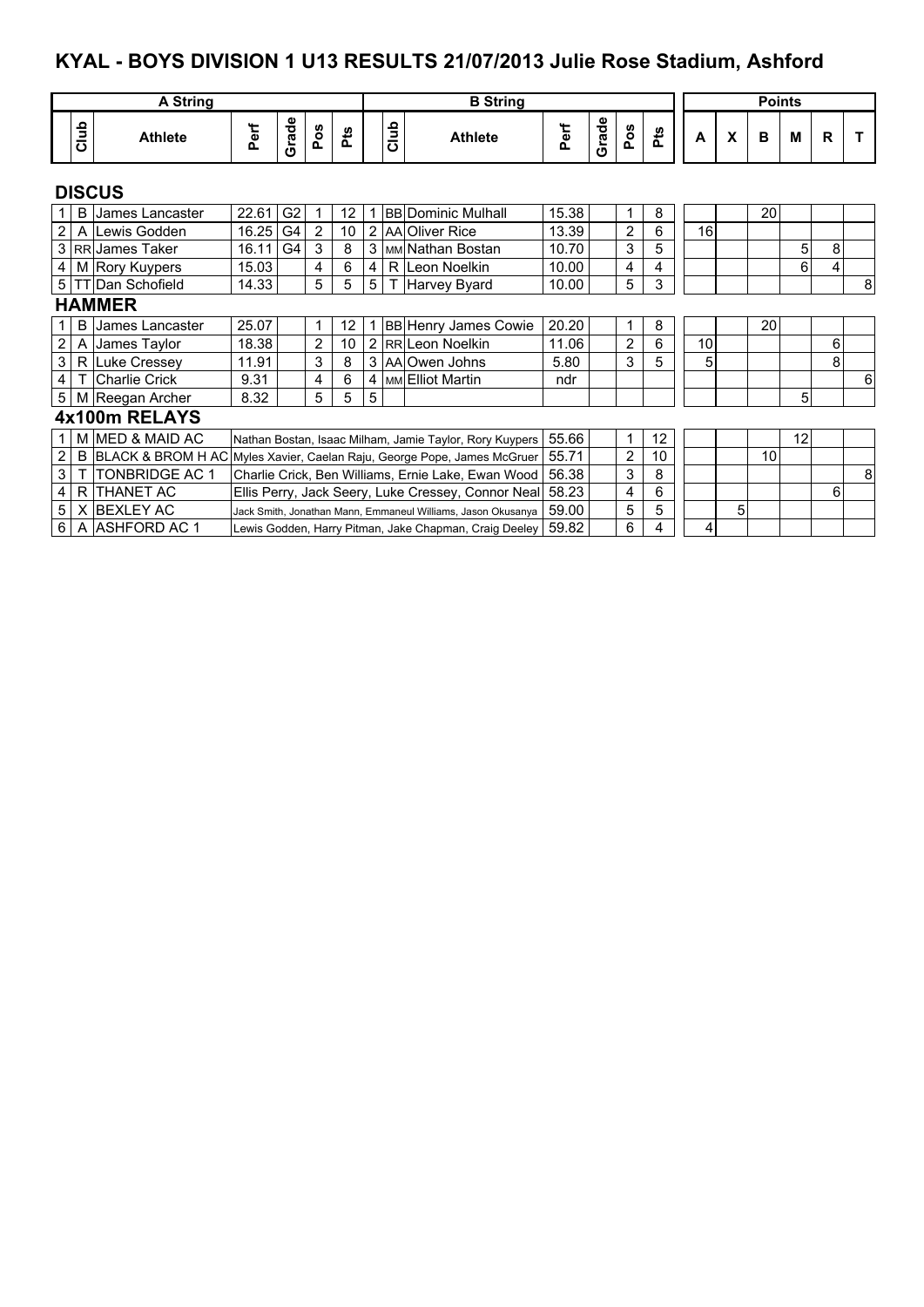# KYAL - BOYS DIVISION 1 U13 RESULTS 21/07/2013 Julie Rose Stadium, Ashford

| | A String | | | | | | | B String | | | | | | Points | | | | | |
|---|---|---|---|---|---|---|---|---|---|---|---|---|---|---|---|---|---|---|---|
| | Club | Athlete | Perf | Grade | Pos | Pts | | Club | Athlete | Perf | Grade | Pos | Pts | A | X | B | M | R | T |
| **DISCUS** | | | | | | | | | | | | | | | | | | | |
| 1 | B | James Lancaster | 22.61 | G2 | 1 | 12 | 1 | BB | Dominic Mulhall | 15.38 | | 1 | 8 | | | 20 | | | |
| 2 | A | Lewis Godden | 16.25 | G4 | 2 | 10 | 2 | AA | Oliver Rice | 13.39 | | 2 | 6 | 16 | | | | | |
| 3 | RR | James Taker | 16.11 | G4 | 3 | 8 | 3 | MM | Nathan Bostan | 10.70 | | 3 | 5 | | | | 5 | 8 | |
| 4 | M | Rory Kuypers | 15.03 | | 4 | 6 | 4 | R | Leon Noelkin | 10.00 | | 4 | 4 | | | | 6 | 4 | |
| 5 | TT | Dan Schofield | 14.33 | | 5 | 5 | 5 | T | Harvey Byard | 10.00 | | 5 | 3 | | | | | | 8 |
| **HAMMER** | | | | | | | | | | | | | | | | | | | |
| 1 | B | James Lancaster | 25.07 | | 1 | 12 | 1 | BB | Henry James Cowie | 20.20 | | 1 | 8 | | | 20 | | | |
| 2 | A | James Taylor | 18.38 | | 2 | 10 | 2 | RR | Leon Noelkin | 11.06 | | 2 | 6 | 10 | | | | 6 | |
| 3 | R | Luke Cressey | 11.91 | | 3 | 8 | 3 | AA | Owen Johns | 5.80 | | 3 | 5 | 5 | | | | 8 | |
| 4 | T | Charlie Crick | 9.31 | | 4 | 6 | 4 | MM | Elliot Martin | ndr | | | | | | | | | 6 |
| 5 | M | Reegan Archer | 8.32 | | 5 | 5 | 5 | | | | | | | | | | 5 | | |
| **4x100m RELAYS** | | | | | | | | | | | | | | | | | | | |
| 1 | M | MED & MAID AC | | | | | | | Nathan Bostan, Isaac Milham, Jamie Taylor, Rory Kuypers | 55.66 | | 1 | 12 | | | | 12 | | |
| 2 | B | BLACK & BROM H AC | | | | | | | Myles Xavier, Caelan Raju, George Pope, James McGruer | 55.71 | | 2 | 10 | | | 10 | | | |
| 3 | T | TONBRIDGE AC 1 | | | | | | | Charlie Crick, Ben Williams, Ernie Lake, Ewan Wood | 56.38 | | 3 | 8 | | | | | | 8 |
| 4 | R | THANET AC | | | | | | | Ellis Perry, Jack Seery, Luke Cressey, Connor Neal | 58.23 | | 4 | 6 | | | | | 6 | |
| 5 | X | BEXLEY AC | | | | | | | Jack Smith, Jonathan Mann, Emmaneul Williams, Jason Okusanya | 59.00 | | 5 | 5 | | 5 | | | | |
| 6 | A | ASHFORD AC 1 | | | | | | | Lewis Godden, Harry Pitman, Jake Chapman, Craig Deeley | 59.82 | | 6 | 4 | 4 | | | | | |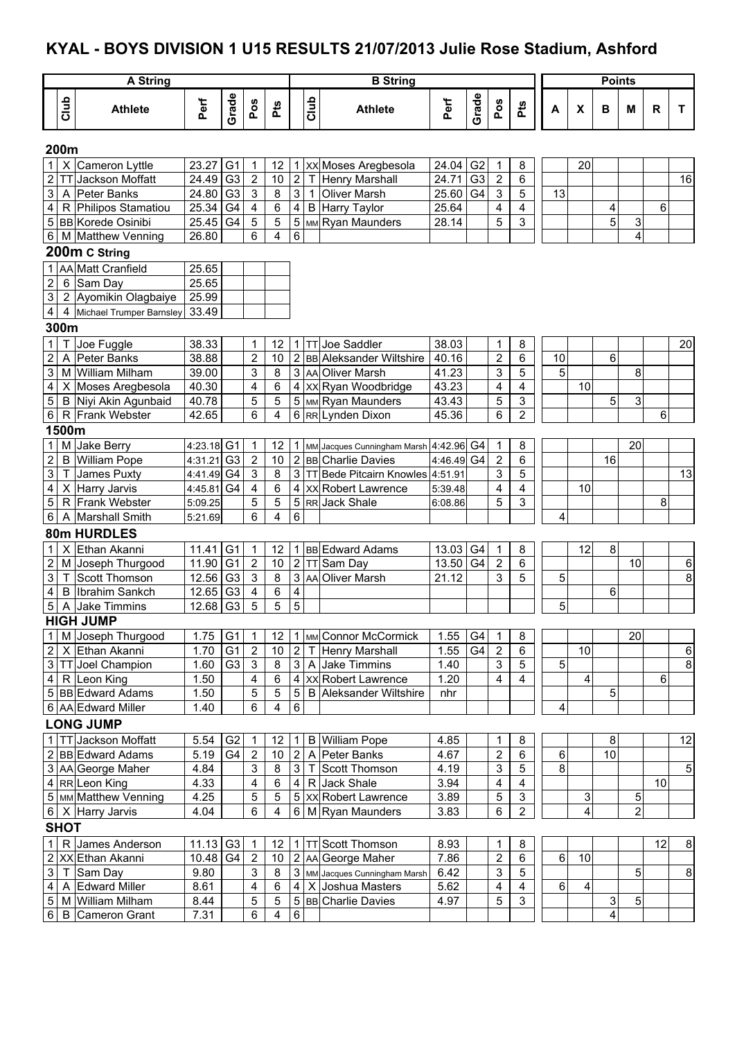# KYAL - BOYS DIVISION 1 U15 RESULTS 21/07/2013 Julie Rose Stadium, Ashford

| | A String | | | | | | | B String | | | | | | Points | | | | | |
|---|---|---|---|---|---|---|---|---|---|---|---|---|---|---|---|---|---|---|---|
| | Club | Athlete | Perf | Grade | Pos | Pts | | Club | Athlete | Perf | Grade | Pos | Pts | A | X | B | M | R | T |
| **200m** | | | | | | | | | | | | | | | | | | | |
| 1 | X | Cameron Lyttle | 23.27 | G1 | 1 | 12 | 1 | XX | Moses Aregbesola | 24.04 | G2 | 1 | 8 | | 20 | | | | |
| 2 | TT | Jackson Moffatt | 24.49 | G3 | 2 | 10 | 2 | T | Henry Marshall | 24.71 | G3 | 2 | 6 | | | | | | 16 |
| 3 | A | Peter Banks | 24.80 | G3 | 3 | 8 | 3 | 1 | Oliver Marsh | 25.60 | G4 | 3 | 5 | 13 | | | | | |
| 4 | R | Philipos Stamatiou | 25.34 | G4 | 4 | 6 | 4 | B | Harry Taylor | 25.64 | | 4 | 4 | | | 4 | | 6 | |
| 5 | BB | Korede Osinibi | 25.45 | G4 | 5 | 5 | 5 | MM | Ryan Maunders | 28.14 | | 5 | 3 | | | 5 | 3 | | |
| 6 | M | Matthew Venning | 26.80 | | 6 | 4 | 6 | | | | | | | | | | 4 | | |
| **200m C String** | | | | | | | | | | | | | | | | | | | |
| 1 | AA | Matt Cranfield | 25.65 | | | | | | | | | | | | | | | | |
| 2 | 6 | Sam Day | 25.65 | | | | | | | | | | | | | | | | |
| 3 | 2 | Ayomikin Olagbaiye | 25.99 | | | | | | | | | | | | | | | | |
| 4 | 4 | Michael Trumper Barnsley | 33.49 | | | | | | | | | | | | | | | | |
| **300m** | | | | | | | | | | | | | | | | | | | |
| 1 | T | Joe Fuggle | 38.33 | | 1 | 12 | 1 | TT | Joe Saddler | 38.03 | | 1 | 8 | | | | | | 20 |
| 2 | A | Peter Banks | 38.88 | | 2 | 10 | 2 | BB | Aleksander Wiltshire | 40.16 | | 2 | 6 | 10 | | 6 | | | |
| 3 | M | William Milham | 39.00 | | 3 | 8 | 3 | AA | Oliver Marsh | 41.23 | | 3 | 5 | 5 | | | 8 | | |
| 4 | X | Moses Aregbesola | 40.30 | | 4 | 6 | 4 | XX | Ryan Woodbridge | 43.23 | | 4 | 4 | | 10 | | | | |
| 5 | B | Niyi Akin Agunbaid | 40.78 | | 5 | 5 | 5 | MM | Ryan Maunders | 43.43 | | 5 | 3 | | | 5 | 3 | | |
| 6 | R | Frank Webster | 42.65 | | 6 | 4 | 6 | RR | Lynden Dixon | 45.36 | | 6 | 2 | | | | | 6 | |
| **1500m** | | | | | | | | | | | | | | | | | | | |
| 1 | M | Jake Berry | 4:23.18 | G1 | 1 | 12 | 1 | MM | Jacques Cunningham Marsh | 4:42.96 | G4 | 1 | 8 | | | | 20 | | |
| 2 | B | William Pope | 4:31.21 | G3 | 2 | 10 | 2 | BB | Charlie Davies | 4:46.49 | G4 | 2 | 6 | | | 16 | | | |
| 3 | T | James Puxty | 4:41.49 | G4 | 3 | 8 | 3 | TT | Bede Pitcairn Knowles | 4:51.91 | | 3 | 5 | | | | | | 13 |
| 4 | X | Harry Jarvis | 4:45.81 | G4 | 4 | 6 | 4 | XX | Robert Lawrence | 5:39.48 | | 4 | 4 | | 10 | | | | |
| 5 | R | Frank Webster | 5:09.25 | | 5 | 5 | 5 | RR | Jack Shale | 6:08.86 | | 5 | 3 | | | | | 8 | |
| 6 | A | Marshall Smith | 5:21.69 | | 6 | 4 | 6 | | | | | | | 4 | | | | | |
| **80m HURDLES** | | | | | | | | | | | | | | | | | | | |
| 1 | X | Ethan Akanni | 11.41 | G1 | 1 | 12 | 1 | BB | Edward Adams | 13.03 | G4 | 1 | 8 | | 12 | 8 | | | |
| 2 | M | Joseph Thurgood | 11.90 | G1 | 2 | 10 | 2 | TT | Sam Day | 13.50 | G4 | 2 | 6 | | | | 10 | | 6 |
| 3 | T | Scott Thomson | 12.56 | G3 | 3 | 8 | 3 | AA | Oliver Marsh | 21.12 | | 3 | 5 | 5 | | | | | 8 |
| 4 | B | Ibrahim Sankch | 12.65 | G3 | 4 | 6 | 4 | | | | | | | | | 6 | | | |
| 5 | A | Jake Timmins | 12.68 | G3 | 5 | 5 | 5 | | | | | | | 5 | | | | | |
| **HIGH JUMP** | | | | | | | | | | | | | | | | | | | |
| 1 | M | Joseph Thurgood | 1.75 | G1 | 1 | 12 | 1 | MM | Connor McCormick | 1.55 | G4 | 1 | 8 | | | | 20 | | |
| 2 | X | Ethan Akanni | 1.70 | G1 | 2 | 10 | 2 | T | Henry Marshall | 1.55 | G4 | 2 | 6 | | 10 | | | | 6 |
| 3 | TT | Joel Champion | 1.60 | G3 | 3 | 8 | 3 | A | Jake Timmins | 1.40 | | 3 | 5 | 5 | | | | | 8 |
| 4 | R | Leon King | 1.50 | | 4 | 6 | 4 | XX | Robert Lawrence | 1.20 | | 4 | 4 | | 4 | | | 6 | |
| 5 | BB | Edward Adams | 1.50 | | 5 | 5 | 5 | B | Aleksander Wiltshire | nhr | | | | | | 5 | | | |
| 6 | AA | Edward Miller | 1.40 | | 6 | 4 | 6 | | | | | | | 4 | | | | | |
| **LONG JUMP** | | | | | | | | | | | | | | | | | | | |
| 1 | TT | Jackson Moffatt | 5.54 | G2 | 1 | 12 | 1 | B | William Pope | 4.85 | | 1 | 8 | | | 8 | | | 12 |
| 2 | BB | Edward Adams | 5.19 | G4 | 2 | 10 | 2 | A | Peter Banks | 4.67 | | 2 | 6 | 6 | | 10 | | | |
| 3 | AA | George Maher | 4.84 | | 3 | 8 | 3 | T | Scott Thomson | 4.19 | | 3 | 5 | 8 | | | | | 5 |
| 4 | RR | Leon King | 4.33 | | 4 | 6 | 4 | R | Jack Shale | 3.94 | | 4 | 4 | | | | | 10 | |
| 5 | MM | Matthew Venning | 4.25 | | 5 | 5 | 5 | XX | Robert Lawrence | 3.89 | | 5 | 3 | | 3 | | 5 | | |
| 6 | X | Harry Jarvis | 4.04 | | 6 | 4 | 6 | M | Ryan Maunders | 3.83 | | 6 | 2 | | 4 | | 2 | | |
| **SHOT** | | | | | | | | | | | | | | | | | | | |
| 1 | R | James Anderson | 11.13 | G3 | 1 | 12 | 1 | TT | Scott Thomson | 8.93 | | 1 | 8 | | | | | 12 | 8 |
| 2 | XX | Ethan Akanni | 10.48 | G4 | 2 | 10 | 2 | AA | George Maher | 7.86 | | 2 | 6 | 6 | 10 | | | | |
| 3 | T | Sam Day | 9.80 | | 3 | 8 | 3 | MM | Jacques Cunningham Marsh | 6.42 | | 3 | 5 | | | | 5 | | 8 |
| 4 | A | Edward Miller | 8.61 | | 4 | 6 | 4 | X | Joshua Masters | 5.62 | | 4 | 4 | 6 | 4 | | | | |
| 5 | M | William Milham | 8.44 | | 5 | 5 | 5 | BB | Charlie Davies | 4.97 | | 5 | 3 | | | 3 | 5 | | |
| 6 | B | Cameron Grant | 7.31 | | 6 | 4 | 6 | | | | | | | | | 4 | | | |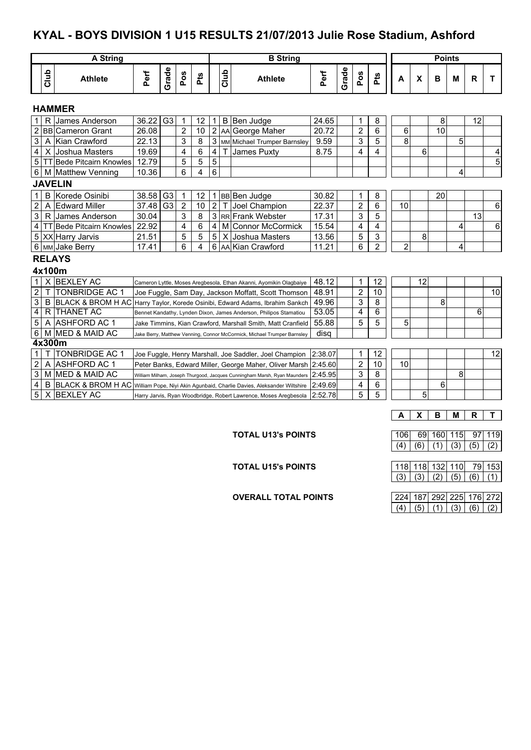# KYAL - BOYS DIVISION 1 U15 RESULTS 21/07/2013 Julie Rose Stadium, Ashford

| | A String | | | | | | B String | | | | | | | Points | | | | | |
|---|---|---|---|---|---|---|---|---|---|---|---|---|---|---|---|---|---|---|---|
| | Club | Athlete | Perf | Grade | Pos | Pts | | Club | Athlete | Perf | Grade | Pos | Pts | A | X | B | M | R | T |
| **HAMMER** | | | | | | | | | | | | | | | | | | | |
| 1 | R | James Anderson | 36.22 | G3 | 1 | 12 | 1 | B | Ben Judge | 24.65 | | 1 | 8 | | | 8 | | 12 | |
| 2 | BB | Cameron Grant | 26.08 | | 2 | 10 | 2 | AA | George Maher | 20.72 | | 2 | 6 | 6 | | 10 | | | |
| 3 | A | Kian Crawford | 22.13 | | 3 | 8 | 3 | MM | Michael Trumper Barnsley | 9.59 | | 3 | 5 | 8 | | | 5 | | |
| 4 | X | Joshua Masters | 19.69 | | 4 | 6 | 4 | T | James Puxty | 8.75 | | 4 | 4 | | 6 | | | | 4 |
| 5 | TT | Bede Pitcairn Knowles | 12.79 | | 5 | 5 | 5 | | | | | | | | | | | | 5 |
| 6 | M | Matthew Venning | 10.36 | | 6 | 4 | 6 | | | | | | | | | | 4 | | |
| **JAVELIN** | | | | | | | | | | | | | | | | | | | |
| 1 | B | Korede Osinibi | 38.58 | G3 | 1 | 12 | 1 | BB | Ben Judge | 30.82 | | 1 | 8 | | | 20 | | | |
| 2 | A | Edward Miller | 37.48 | G3 | 2 | 10 | 2 | T | Joel Champion | 22.37 | | 2 | 6 | 10 | | | | | 6 |
| 3 | R | James Anderson | 30.04 | | 3 | 8 | 3 | RR | Frank Webster | 17.31 | | 3 | 5 | | | | | 13 | |
| 4 | TT | Bede Pitcairn Knowles | 22.92 | | 4 | 6 | 4 | M | Connor McCormick | 15.54 | | 4 | 4 | | | | 4 | | 6 |
| 5 | XX | Harry Jarvis | 21.51 | | 5 | 5 | 5 | X | Joshua Masters | 13.56 | | 5 | 3 | | 8 | | | | |
| 6 | MM | Jake Berry | 17.41 | | 6 | 4 | 6 | AA | Kian Crawford | 11.21 | | 6 | 2 | 2 | | | 4 | | |

## RELAYS

| | Club | Team | Athletes | Perf | Pos | Pts | A | X | B | M | R | T |
|---|---|---|---|---|---|---|---|---|---|---|---|---|
| **4x100m** | | | | | | | | | | | | |
| 1 | X | BEXLEY AC | Cameron Lyttle, Moses Aregbesola, Ethan Akanni, Ayomikin Olagbaiye | 48.12 | 1 | 12 | | 12 | | | | |
| 2 | T | TONBRIDGE AC 1 | Joe Fuggle, Sam Day, Jackson Moffatt, Scott Thomson | 48.91 | 2 | 10 | | | | | | 10 |
| 3 | B | BLACK & BROM H AC | Harry Taylor, Korede Osinibi, Edward Adams, Ibrahim Sankch | 49.96 | 3 | 8 | | | 8 | | | |
| 4 | R | THANET AC | Bennet Kandathy, Lynden Dixon, James Anderson, Philipos Stamatiou | 53.05 | 4 | 6 | | | | | 6 | |
| 5 | A | ASHFORD AC 1 | Jake Timmins, Kian Crawford, Marshall Smith, Matt Cranfield | 55.88 | 5 | 5 | 5 | | | | | |
| 6 | M | MED & MAID AC | Jake Berry, Matthew Venning, Connor McCormick, Michael Trumper Barnsley | disq | | | | | | | | |
| **4x300m** | | | | | | | | | | | | |
| 1 | T | TONBRIDGE AC 1 | Joe Fuggle, Henry Marshall, Joe Saddler, Joel Champion | 2:38.07 | 1 | 12 | | | | | | 12 |
| 2 | A | ASHFORD AC 1 | Peter Banks, Edward Miller, George Maher, Oliver Marsh | 2:45.60 | 2 | 10 | 10 | | | | | |
| 3 | M | MED & MAID AC | William Milham, Joseph Thurgood, Jacques Cunningham Marsh, Ryan Maunders | 2:45.95 | 3 | 8 | | | | 8 | | |
| 4 | B | BLACK & BROM H AC | William Pope, Niyi Akin Agunbaid, Charlie Davies, Aleksander Wiltshire | 2:49.69 | 4 | 6 | | | 6 | | | |
| 5 | X | BEXLEY AC | Harry Jarvis, Ryan Woodbridge, Robert Lawrence, Moses Aregbesola | 2:52.78 | 5 | 5 | | 5 | | | | |

| | A | X | B | M | R | T |
|---|---|---|---|---|---|---|
| **TOTAL U13's POINTS** | 106 | 69 | 160 | 115 | 97 | 119 |
| | (4) | (6) | (1) | (3) | (5) | (2) |
| **TOTAL U15's POINTS** | 118 | 118 | 132 | 110 | 79 | 153 |
| | (3) | (3) | (2) | (5) | (6) | (1) |
| **OVERALL TOTAL POINTS** | 224 | 187 | 292 | 225 | 176 | 272 |
| | (4) | (5) | (1) | (3) | (6) | (2) |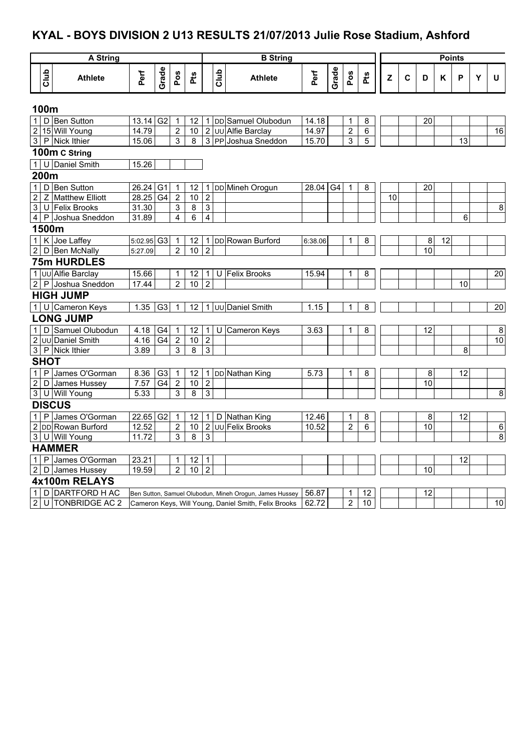# KYAL - BOYS DIVISION 2 U13 RESULTS 21/07/2013 Julie Rose Stadium, Ashford

| A String | | | | | | | B String | | | | | | | Points | | | | | | |
|---|---|---|---|---|---|---|---|---|---|---|---|---|---|---|---|---|---|---|---|---|
| | Club | Athlete | Perf | Grade | Pos | Pts | | Club | Athlete | Perf | Grade | Pos | Pts | Z | C | D | K | P | Y | U |
| **100m** | | | | | | | | | | | | | | | | | | | | |
| 1 | D | Ben Sutton | 13.14 | G2 | 1 | 12 | 1 | DD | Samuel Olubodun | 14.18 | | 1 | 8 | | | 20 | | | | |
| 2 | 15 | Will Young | 14.79 | | 2 | 10 | 2 | UU | Alfie Barclay | 14.97 | | 2 | 6 | | | | | | | 16 |
| 3 | P | Nick Ithier | 15.06 | | 3 | 8 | 3 | PP | Joshua Sneddon | 15.70 | | 3 | 5 | | | | | 13 | | |
| **100m C String** | | | | | | | | | | | | | | | | | | | | |
| 1 | U | Daniel Smith | 15.26 | | | | | | | | | | | | | | | | | |
| **200m** | | | | | | | | | | | | | | | | | | | | |
| 1 | D | Ben Sutton | 26.24 | G1 | 1 | 12 | 1 | DD | Mineh Orogun | 28.04 | G4 | 1 | 8 | | | 20 | | | | |
| 2 | Z | Matthew Elliott | 28.25 | G4 | 2 | 10 | 2 | | | | | | | 10 | | | | | | |
| 3 | U | Felix Brooks | 31.30 | | 3 | 8 | 3 | | | | | | | | | | | | | 8 |
| 4 | P | Joshua Sneddon | 31.89 | | 4 | 6 | 4 | | | | | | | | | | | 6 | | |
| **1500m** | | | | | | | | | | | | | | | | | | | | |
| 1 | K | Joe Laffey | 5:02.95 | G3 | 1 | 12 | 1 | DD | Rowan Burford | 6:38.06 | | 1 | 8 | | | 8 | 12 | | | |
| 2 | D | Ben McNally | 5:27.09 | | 2 | 10 | 2 | | | | | | | | | 10 | | | | |
| **75m HURDLES** | | | | | | | | | | | | | | | | | | | | |
| 1 | UU | Alfie Barclay | 15.66 | | 1 | 12 | 1 | U | Felix Brooks | 15.94 | | 1 | 8 | | | | | | | 20 |
| 2 | P | Joshua Sneddon | 17.44 | | 2 | 10 | 2 | | | | | | | | | | | 10 | | |
| **HIGH JUMP** | | | | | | | | | | | | | | | | | | | | |
| 1 | U | Cameron Keys | 1.35 | G3 | 1 | 12 | 1 | UU | Daniel Smith | 1.15 | | 1 | 8 | | | | | | | 20 |
| **LONG JUMP** | | | | | | | | | | | | | | | | | | | | |
| 1 | D | Samuel Olubodun | 4.18 | G4 | 1 | 12 | 1 | U | Cameron Keys | 3.63 | | 1 | 8 | | | 12 | | | | 8 |
| 2 | UU | Daniel Smith | 4.16 | G4 | 2 | 10 | 2 | | | | | | | | | | | | | 10 |
| 3 | P | Nick Ithier | 3.89 | | 3 | 8 | 3 | | | | | | | | | | | 8 | | |
| **SHOT** | | | | | | | | | | | | | | | | | | | | |
| 1 | P | James O'Gorman | 8.36 | G3 | 1 | 12 | 1 | DD | Nathan King | 5.73 | | 1 | 8 | | | 8 | | 12 | | |
| 2 | D | James Hussey | 7.57 | G4 | 2 | 10 | 2 | | | | | | | | | 10 | | | | |
| 3 | U | Will Young | 5.33 | | 3 | 8 | 3 | | | | | | | | | | | | | 8 |
| **DISCUS** | | | | | | | | | | | | | | | | | | | | |
| 1 | P | James O'Gorman | 22.65 | G2 | 1 | 12 | 1 | D | Nathan King | 12.46 | | 1 | 8 | | | 8 | | 12 | | |
| 2 | DD | Rowan Burford | 12.52 | | 2 | 10 | 2 | UU | Felix Brooks | 10.52 | | 2 | 6 | | | 10 | | | | 6 |
| 3 | U | Will Young | 11.72 | | 3 | 8 | 3 | | | | | | | | | | | | | 8 |
| **HAMMER** | | | | | | | | | | | | | | | | | | | | |
| 1 | P | James O'Gorman | 23.21 | | 1 | 12 | 1 | | | | | | | | | | | 12 | | |
| 2 | D | James Hussey | 19.59 | | 2 | 10 | 2 | | | | | | | | | 10 | | | | |
| **4x100m RELAYS** | | | | | | | | | | | | | | | | | | | | |
| 1 | D | DARTFORD H AC | Ben Sutton, Samuel Olubodun, Mineh Orogun, James Hussey | | | | | | | 56.87 | | 1 | 12 | | | 12 | | | | |
| 2 | U | TONBRIDGE AC 2 | Cameron Keys, Will Young, Daniel Smith, Felix Brooks | | | | | | | 62.72 | | 2 | 10 | | | | | | | 10 |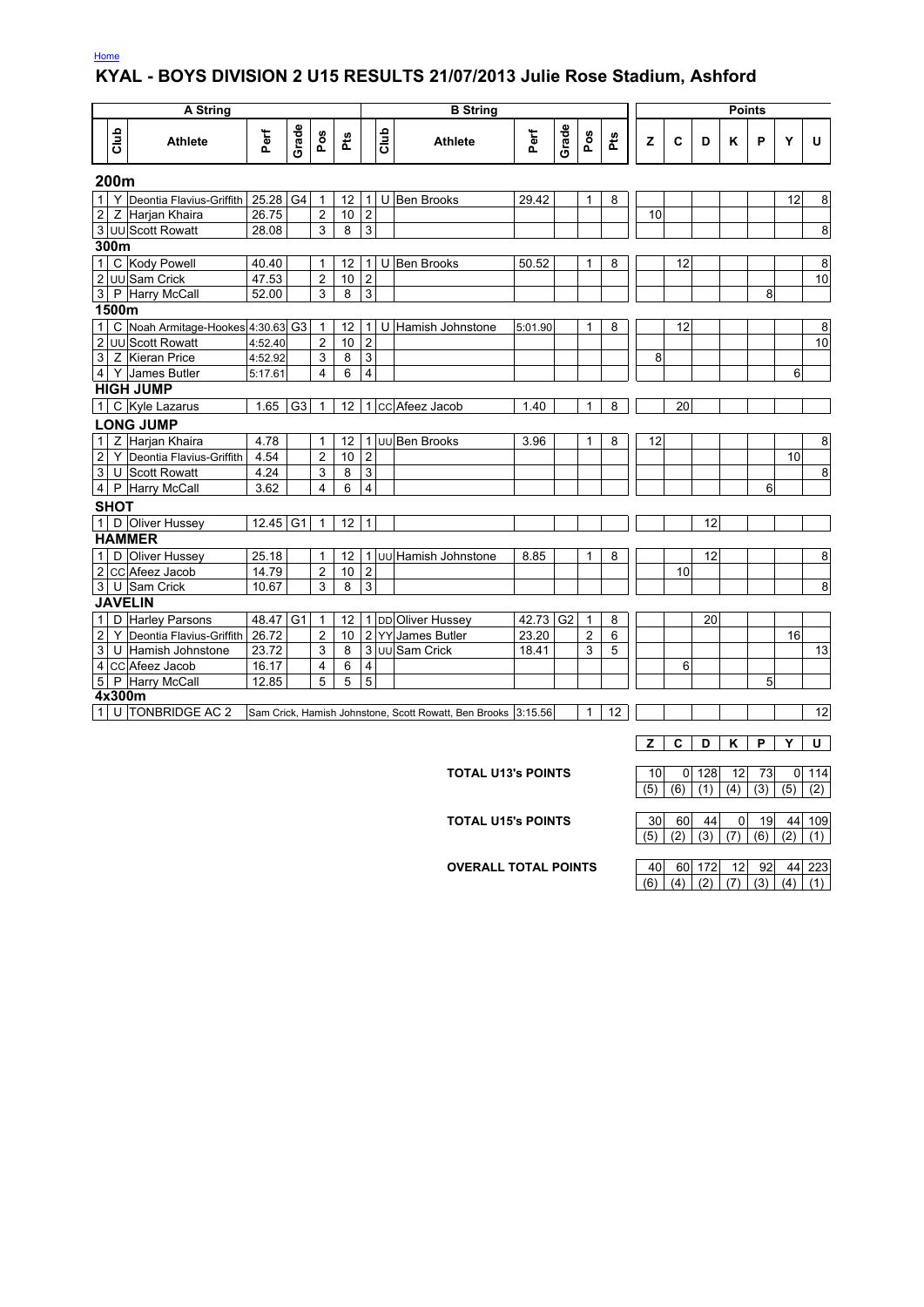Home

# KYAL - BOYS DIVISION 2 U15 RESULTS 21/07/2013 Julie Rose Stadium, Ashford

| | A String | | | | | | | B String | | | | | | | Points | | | | | | |
|---|---|---|---|---|---|---|---|---|---|---|---|---|---|---|---|---|---|---|---|---|---|
| | Club | Athlete | Perf | Grade | Pos | Pts | | Club | Athlete | Perf | Grade | Pos | Pts | Z | C | D | K | P | Y | U |
| **200m** | | | | | | | | | | | | | | | | | | | | |
| 1 | Y | Deontia Flavius-Griffith | 25.28 | G4 | 1 | 12 | 1 | U | Ben Brooks | 29.42 | | 1 | 8 | | | | | | 12 | 8 |
| 2 | Z | Harjan Khaira | 26.75 | | 2 | 10 | 2 | | | | | | | 10 | | | | | | |
| 3 | UU | Scott Rowatt | 28.08 | | 3 | 8 | 3 | | | | | | | | | | | | | 8 |
| **300m** | | | | | | | | | | | | | | | | | | | | |
| 1 | C | Kody Powell | 40.40 | | 1 | 12 | 1 | U | Ben Brooks | 50.52 | | 1 | 8 | | 12 | | | | | 8 |
| 2 | UU | Sam Crick | 47.53 | | 2 | 10 | 2 | | | | | | | | | | | | | 10 |
| 3 | P | Harry McCall | 52.00 | | 3 | 8 | 3 | | | | | | | | | | | 8 | | |
| **1500m** | | | | | | | | | | | | | | | | | | | | |
| 1 | C | Noah Armitage-Hookes | 4:30.63 | G3 | 1 | 12 | 1 | U | Hamish Johnstone | 5:01.90 | | 1 | 8 | | 12 | | | | | 8 |
| 2 | UU | Scott Rowatt | 4:52.40 | | 2 | 10 | 2 | | | | | | | | | | | | | 10 |
| 3 | Z | Kieran Price | 4:52.92 | | 3 | 8 | 3 | | | | | | | 8 | | | | | | |
| 4 | Y | James Butler | 5:17.61 | | 4 | 6 | 4 | | | | | | | | | | | | 6 | |
| **HIGH JUMP** | | | | | | | | | | | | | | | | | | | | |
| 1 | C | Kyle Lazarus | 1.65 | G3 | 1 | 12 | 1 | CC | Afeez Jacob | 1.40 | | 1 | 8 | | 20 | | | | | |
| **LONG JUMP** | | | | | | | | | | | | | | | | | | | | |
| 1 | Z | Harjan Khaira | 4.78 | | 1 | 12 | 1 | UU | Ben Brooks | 3.96 | | 1 | 8 | 12 | | | | | | 8 |
| 2 | Y | Deontia Flavius-Griffith | 4.54 | | 2 | 10 | 2 | | | | | | | | | | | | 10 | |
| 3 | U | Scott Rowatt | 4.24 | | 3 | 8 | 3 | | | | | | | | | | | | | 8 |
| 4 | P | Harry McCall | 3.62 | | 4 | 6 | 4 | | | | | | | | | | | 6 | | |
| **SHOT** | | | | | | | | | | | | | | | | | | | | |
| 1 | D | Oliver Hussey | 12.45 | G1 | 1 | 12 | 1 | | | | | | | | | 12 | | | | |
| **HAMMER** | | | | | | | | | | | | | | | | | | | | |
| 1 | D | Oliver Hussey | 25.18 | | 1 | 12 | 1 | UU | Hamish Johnstone | 8.85 | | 1 | 8 | | | 12 | | | | 8 |
| 2 | CC | Afeez Jacob | 14.79 | | 2 | 10 | 2 | | | | | | | | 10 | | | | | |
| 3 | U | Sam Crick | 10.67 | | 3 | 8 | 3 | | | | | | | | | | | | | 8 |
| **JAVELIN** | | | | | | | | | | | | | | | | | | | | |
| 1 | D | Harley Parsons | 48.47 | G1 | 1 | 12 | 1 | DD | Oliver Hussey | 42.73 | G2 | 1 | 8 | | | 20 | | | | |
| 2 | Y | Deontia Flavius-Griffith | 26.72 | | 2 | 10 | 2 | YY | James Butler | 23.20 | | 2 | 6 | | | | | | 16 | |
| 3 | U | Hamish Johnstone | 23.72 | | 3 | 8 | 3 | UU | Sam Crick | 18.41 | | 3 | 5 | | | | | | | 13 |
| 4 | CC | Afeez Jacob | 16.17 | | 4 | 6 | 4 | | | | | | | | 6 | | | | | |
| 5 | P | Harry McCall | 12.85 | | 5 | 5 | 5 | | | | | | | | | | | 5 | | |
| **4x300m** | | | | | | | | | | | | | | | | | | | | |
| 1 | U | TONBRIDGE AC 2 | Sam Crick, Hamish Johnstone, Scott Rowatt, Ben Brooks | | | | | | | 3:15.56 | | 1 | 12 | | | | | | | 12 |

| | Z | C | D | K | P | Y | U |
|---|---|---|---|---|---|---|---|
| **TOTAL U13's POINTS** | 10 | 0 | 128 | 12 | 73 | 0 | 114 |
| | (5) | (6) | (1) | (4) | (3) | (5) | (2) |
| **TOTAL U15's POINTS** | 30 | 60 | 44 | 0 | 19 | 44 | 109 |
| | (5) | (2) | (3) | (7) | (6) | (2) | (1) |
| **OVERALL TOTAL POINTS** | 40 | 60 | 172 | 12 | 92 | 44 | 223 |
| | (6) | (4) | (2) | (7) | (3) | (4) | (1) |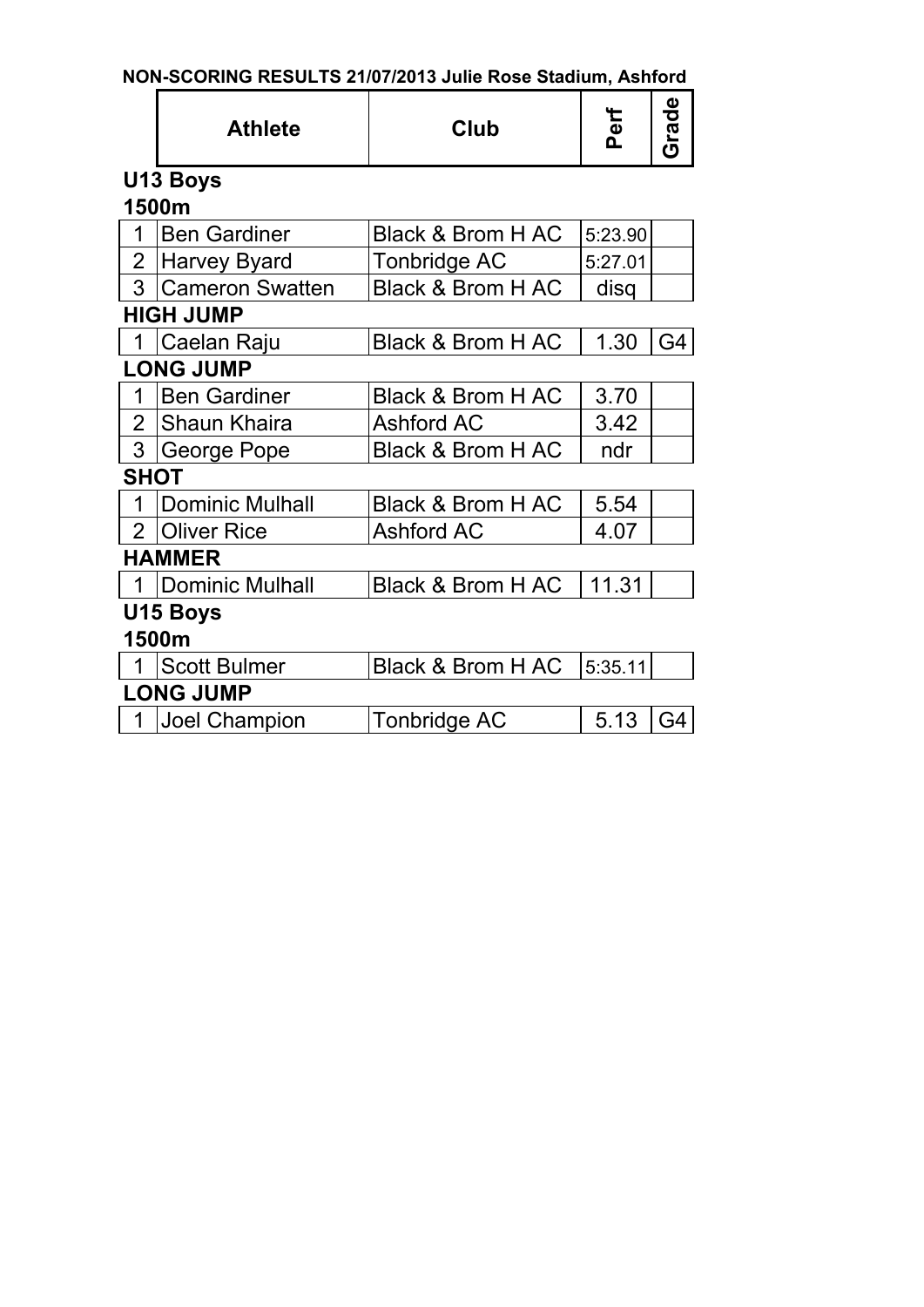**NON-SCORING RESULTS 21/07/2013 Julie Rose Stadium, Ashford**

| | Athlete | Club | Perf | Grade |
|---|---|---|---|---|
| **U13 Boys** | | | | |
| **1500m** | | | | |
| 1 | Ben Gardiner | Black & Brom H AC | 5:23.90 | |
| 2 | Harvey Byard | Tonbridge AC | 5:27.01 | |
| 3 | Cameron Swatten | Black & Brom H AC | disq | |
| **HIGH JUMP** | | | | |
| 1 | Caelan Raju | Black & Brom H AC | 1.30 | G4 |
| **LONG JUMP** | | | | |
| 1 | Ben Gardiner | Black & Brom H AC | 3.70 | |
| 2 | Shaun Khaira | Ashford AC | 3.42 | |
| 3 | George Pope | Black & Brom H AC | ndr | |
| **SHOT** | | | | |
| 1 | Dominic Mulhall | Black & Brom H AC | 5.54 | |
| 2 | Oliver Rice | Ashford AC | 4.07 | |
| **HAMMER** | | | | |
| 1 | Dominic Mulhall | Black & Brom H AC | 11.31 | |
| **U15 Boys** | | | | |
| **1500m** | | | | |
| 1 | Scott Bulmer | Black & Brom H AC | 5:35.11 | |
| **LONG JUMP** | | | | |
| 1 | Joel Champion | Tonbridge AC | 5.13 | G4 |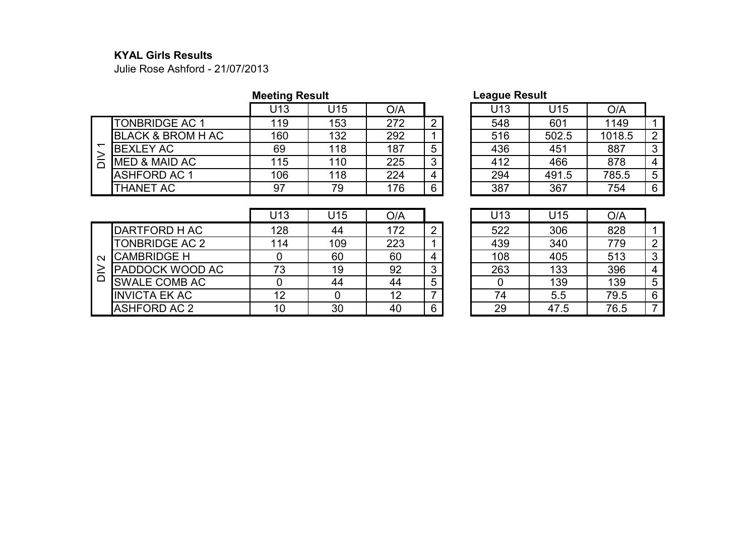**KYAL Girls Results**

Julie Rose Ashford - 21/07/2013

| | | Meeting Result | | | | League Result | | | |
|---|---|---|---|---|---|---|---|---|---|
| | | U13 | U15 | O/A | | U13 | U15 | O/A | |
| DIV 1 | TONBRIDGE AC 1 | 119 | 153 | 272 | 2 | 548 | 601 | 1149 | 1 |
| | BLACK & BROM H AC | 160 | 132 | 292 | 1 | 516 | 502.5 | 1018.5 | 2 |
| | BEXLEY AC | 69 | 118 | 187 | 5 | 436 | 451 | 887 | 3 |
| | MED & MAID AC | 115 | 110 | 225 | 3 | 412 | 466 | 878 | 4 |
| | ASHFORD AC 1 | 106 | 118 | 224 | 4 | 294 | 491.5 | 785.5 | 5 |
| | THANET AC | 97 | 79 | 176 | 6 | 387 | 367 | 754 | 6 |

| | | U13 | U15 | O/A | | U13 | U15 | O/A | |
|---|---|---|---|---|---|---|---|---|---|
| DIV 2 | DARTFORD H AC | 128 | 44 | 172 | 2 | 522 | 306 | 828 | 1 |
| | TONBRIDGE AC 2 | 114 | 109 | 223 | 1 | 439 | 340 | 779 | 2 |
| | CAMBRIDGE H | 0 | 60 | 60 | 4 | 108 | 405 | 513 | 3 |
| | PADDOCK WOOD AC | 73 | 19 | 92 | 3 | 263 | 133 | 396 | 4 |
| | SWALE COMB AC | 0 | 44 | 44 | 5 | 0 | 139 | 139 | 5 |
| | INVICTA EK AC | 12 | 0 | 12 | 7 | 74 | 5.5 | 79.5 | 6 |
| | ASHFORD AC 2 | 10 | 30 | 40 | 6 | 29 | 47.5 | 76.5 | 7 |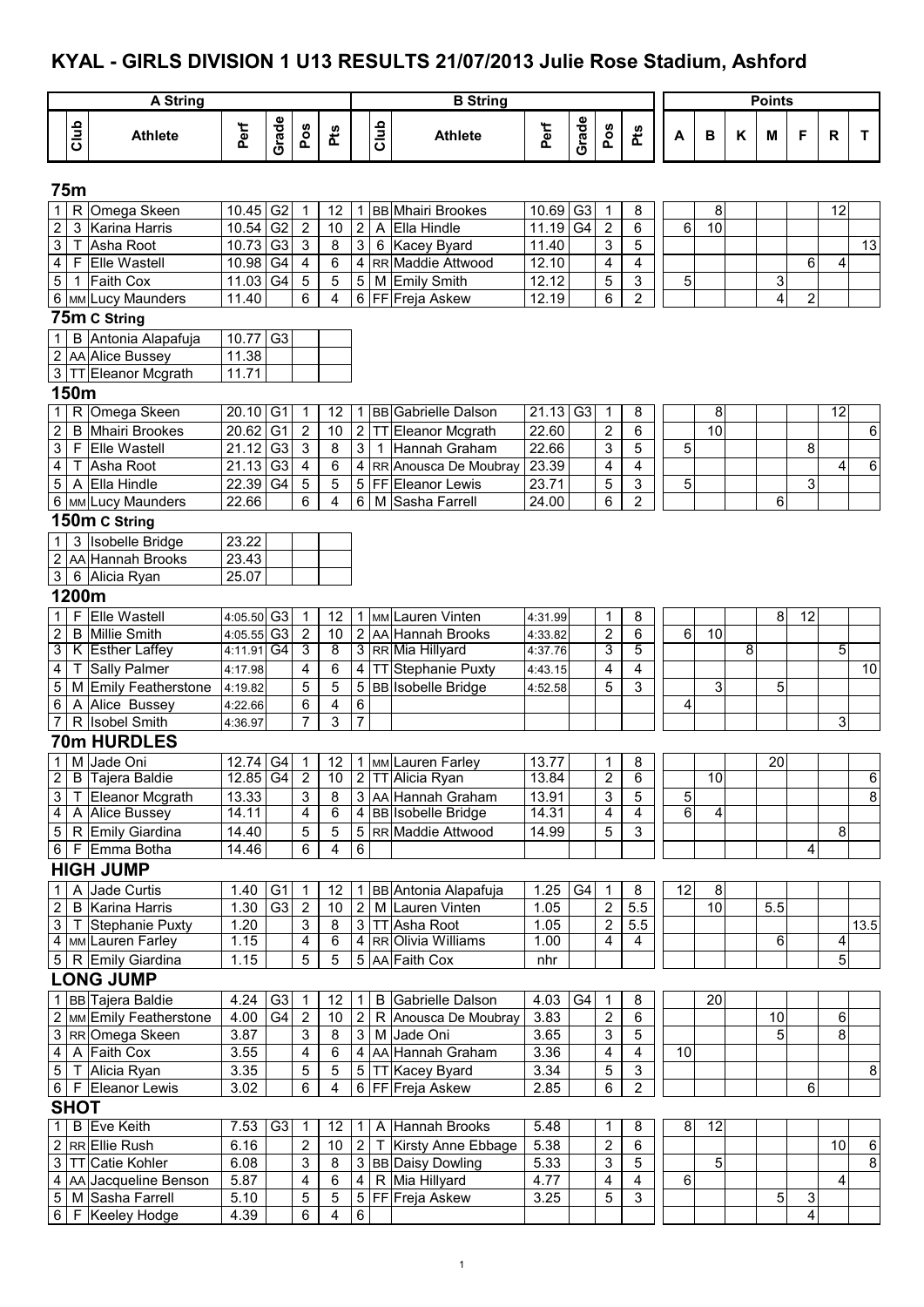# KYAL - GIRLS DIVISION 1 U13 RESULTS 21/07/2013 Julie Rose Stadium, Ashford

## 75m

| A String | | | | | | | B String | | | | | | | Points | | | | | | |
|---|---|---|---|---|---|---|---|---|---|---|---|---|---|---|---|---|---|---|---|---|
| | Club | Athlete | Perf | Grade | Pos | Pts | | Club | Athlete | Perf | Grade | Pos | Pts | A | B | K | M | F | R | T |
| 1 | R | Omega Skeen | 10.45 | G2 | 1 | 12 | 1 | BB | Mhairi Brookes | 10.69 | G3 | 1 | 8 | | 8 | | | | 12 | |
| 2 | 3 | Karina Harris | 10.54 | G2 | 2 | 10 | 2 | A | Ella Hindle | 11.19 | G4 | 2 | 6 | 6 | 10 | | | | | |
| 3 | T | Asha Root | 10.73 | G3 | 3 | 8 | 3 | 6 | Kacey Byard | 11.40 | | 3 | 5 | | | | | | | 13 |
| 4 | F | Elle Wastell | 10.98 | G4 | 4 | 6 | 4 | RR | Maddie Attwood | 12.10 | | 4 | 4 | | | | | 6 | 4 | |
| 5 | 1 | Faith Cox | 11.03 | G4 | 5 | 5 | 5 | M | Emily Smith | 12.12 | | 5 | 3 | 5 | | | 3 | | | |
| 6 | MM | Lucy Maunders | 11.40 | | 6 | 4 | 6 | FF | Freja Askew | 12.19 | | 6 | 2 | | | | 4 | 2 | | |

## 75m C String

| | Club | Athlete | Perf | Grade |
|---|---|---|---|---|
| 1 | B | Antonia Alapafuja | 10.77 | G3 |
| 2 | AA | Alice Bussey | 11.38 | |
| 3 | TT | Eleanor Mcgrath | 11.71 | |

## 150m

| A String | | | | | | | B String | | | | | | | Points | | | | | | |
|---|---|---|---|---|---|---|---|---|---|---|---|---|---|---|---|---|---|---|---|---|
| | Club | Athlete | Perf | Grade | Pos | Pts | | Club | Athlete | Perf | Grade | Pos | Pts | A | B | K | M | F | R | T |
| 1 | R | Omega Skeen | 20.10 | G1 | 1 | 12 | 1 | BB | Gabrielle Dalson | 21.13 | G3 | 1 | 8 | | 8 | | | | 12 | |
| 2 | B | Mhairi Brookes | 20.62 | G1 | 2 | 10 | 2 | TT | Eleanor Mcgrath | 22.60 | | 2 | 6 | | 10 | | | | | 6 |
| 3 | F | Elle Wastell | 21.12 | G3 | 3 | 8 | 3 | 1 | Hannah Graham | 22.66 | | 3 | 5 | 5 | | | | 8 | | |
| 4 | T | Asha Root | 21.13 | G3 | 4 | 6 | 4 | RR | Anousca De Moubray | 23.39 | | 4 | 4 | | | | | | 4 | 6 |
| 5 | A | Ella Hindle | 22.39 | G4 | 5 | 5 | 5 | FF | Eleanor Lewis | 23.71 | | 5 | 3 | 5 | | | | 3 | | |
| 6 | MM | Lucy Maunders | 22.66 | | 6 | 4 | 6 | M | Sasha Farrell | 24.00 | | 6 | 2 | | | | 6 | | | |

## 150m C String

| | Club | Athlete | Perf | Grade |
|---|---|---|---|---|
| 1 | 3 | Isobelle Bridge | 23.22 | |
| 2 | AA | Hannah Brooks | 23.43 | |
| 3 | 6 | Alicia Ryan | 25.07 | |

## 1200m

| A String | | | | | | | B String | | | | | | | Points | | | | | | |
|---|---|---|---|---|---|---|---|---|---|---|---|---|---|---|---|---|---|---|---|---|
| | Club | Athlete | Perf | Grade | Pos | Pts | | Club | Athlete | Perf | Grade | Pos | Pts | A | B | K | M | F | R | T |
| 1 | F | Elle Wastell | 4:05.50 | G3 | 1 | 12 | 1 | MM | Lauren Vinten | 4:31.99 | | 1 | 8 | | | | 8 | 12 | | |
| 2 | B | Millie Smith | 4:05.55 | G3 | 2 | 10 | 2 | AA | Hannah Brooks | 4:33.82 | | 2 | 6 | 6 | 10 | | | | | |
| 3 | K | Esther Laffey | 4:11.91 | G4 | 3 | 8 | 3 | RR | Mia Hillyard | 4:37.76 | | 3 | 5 | | | 8 | | | 5 | |
| 4 | T | Sally Palmer | 4:17.98 | | 4 | 6 | 4 | TT | Stephanie Puxty | 4:43.15 | | 4 | 4 | | | | | | | 10 |
| 5 | M | Emily Featherstone | 4:19.82 | | 5 | 5 | 5 | BB | Isobelle Bridge | 4:52.58 | | 5 | 3 | | 3 | | 5 | | | |
| 6 | A | Alice Bussey | 4:22.66 | | 6 | 4 | 6 | | | | | | | 4 | | | | | | |
| 7 | R | Isobel Smith | 4:36.97 | | 7 | 3 | 7 | | | | | | | | | | | | 3 | |

## 70m HURDLES

| A String | | | | | | | B String | | | | | | | Points | | | | | | |
|---|---|---|---|---|---|---|---|---|---|---|---|---|---|---|---|---|---|---|---|---|
| | Club | Athlete | Perf | Grade | Pos | Pts | | Club | Athlete | Perf | Grade | Pos | Pts | A | B | K | M | F | R | T |
| 1 | M | Jade Oni | 12.74 | G4 | 1 | 12 | 1 | MM | Lauren Farley | 13.77 | | 1 | 8 | | | | 20 | | | |
| 2 | B | Tajera Baldie | 12.85 | G4 | 2 | 10 | 2 | TT | Alicia Ryan | 13.84 | | 2 | 6 | | 10 | | | | | 6 |
| 3 | T | Eleanor Mcgrath | 13.33 | | 3 | 8 | 3 | AA | Hannah Graham | 13.91 | | 3 | 5 | 5 | | | | | | 8 |
| 4 | A | Alice Bussey | 14.11 | | 4 | 6 | 4 | BB | Isobelle Bridge | 14.31 | | 4 | 4 | 6 | 4 | | | | | |
| 5 | R | Emily Giardina | 14.40 | | 5 | 5 | 5 | RR | Maddie Attwood | 14.99 | | 5 | 3 | | | | | | 8 | |
| 6 | F | Emma Botha | 14.46 | | 6 | 4 | 6 | | | | | | | | | | | 4 | | |

## HIGH JUMP

| A String | | | | | | | B String | | | | | | | Points | | | | | | |
|---|---|---|---|---|---|---|---|---|---|---|---|---|---|---|---|---|---|---|---|---|
| | Club | Athlete | Perf | Grade | Pos | Pts | | Club | Athlete | Perf | Grade | Pos | Pts | A | B | K | M | F | R | T |
| 1 | A | Jade Curtis | 1.40 | G1 | 1 | 12 | 1 | BB | Antonia Alapafuja | 1.25 | G4 | 1 | 8 | 12 | 8 | | | | | |
| 2 | B | Karina Harris | 1.30 | G3 | 2 | 10 | 2 | M | Lauren Vinten | 1.05 | | 2 | 5.5 | | 10 | | 5.5 | | | |
| 3 | T | Stephanie Puxty | 1.20 | | 3 | 8 | 3 | TT | Asha Root | 1.05 | | 2 | 5.5 | | | | | | | 13.5 |
| 4 | MM | Lauren Farley | 1.15 | | 4 | 6 | 4 | RR | Olivia Williams | 1.00 | | 4 | 4 | | | | 6 | | 4 | |
| 5 | R | Emily Giardina | 1.15 | | 5 | 5 | 5 | AA | Faith Cox | nhr | | | | | | | | | 5 | |

## LONG JUMP

| A String | | | | | | | B String | | | | | | | Points | | | | | | |
|---|---|---|---|---|---|---|---|---|---|---|---|---|---|---|---|---|---|---|---|---|
| | Club | Athlete | Perf | Grade | Pos | Pts | | Club | Athlete | Perf | Grade | Pos | Pts | A | B | K | M | F | R | T |
| 1 | BB | Tajera Baldie | 4.24 | G3 | 1 | 12 | 1 | B | Gabrielle Dalson | 4.03 | G4 | 1 | 8 | | 20 | | | | | |
| 2 | MM | Emily Featherstone | 4.00 | G4 | 2 | 10 | 2 | R | Anousca De Moubray | 3.83 | | 2 | 6 | | | | 10 | | 6 | |
| 3 | RR | Omega Skeen | 3.87 | | 3 | 8 | 3 | M | Jade Oni | 3.65 | | 3 | 5 | | | | 5 | | 8 | |
| 4 | A | Faith Cox | 3.55 | | 4 | 6 | 4 | AA | Hannah Graham | 3.36 | | 4 | 4 | 10 | | | | | | |
| 5 | T | Alicia Ryan | 3.35 | | 5 | 5 | 5 | TT | Kacey Byard | 3.34 | | 5 | 3 | | | | | | | 8 |
| 6 | F | Eleanor Lewis | 3.02 | | 6 | 4 | 6 | FF | Freja Askew | 2.85 | | 6 | 2 | | | | | 6 | | |

## SHOT

| A String | | | | | | | B String | | | | | | | Points | | | | | | |
|---|---|---|---|---|---|---|---|---|---|---|---|---|---|---|---|---|---|---|---|---|
| | Club | Athlete | Perf | Grade | Pos | Pts | | Club | Athlete | Perf | Grade | Pos | Pts | A | B | K | M | F | R | T |
| 1 | B | Eve Keith | 7.53 | G3 | 1 | 12 | 1 | A | Hannah Brooks | 5.48 | | 1 | 8 | 8 | 12 | | | | | |
| 2 | RR | Ellie Rush | 6.16 | | 2 | 10 | 2 | T | Kirsty Anne Ebbage | 5.38 | | 2 | 6 | | | | | | 10 | 6 |
| 3 | TT | Catie Kohler | 6.08 | | 3 | 8 | 3 | BB | Daisy Dowling | 5.33 | | 3 | 5 | | 5 | | | | | 8 |
| 4 | AA | Jacqueline Benson | 5.87 | | 4 | 6 | 4 | R | Mia Hillyard | 4.77 | | 4 | 4 | 6 | | | | | 4 | |
| 5 | M | Sasha Farrell | 5.10 | | 5 | 5 | 5 | FF | Freja Askew | 3.25 | | 5 | 3 | | | | 5 | 3 | | |
| 6 | F | Keeley Hodge | 4.39 | | 6 | 4 | 6 | | | | | | | | | | | 4 | | |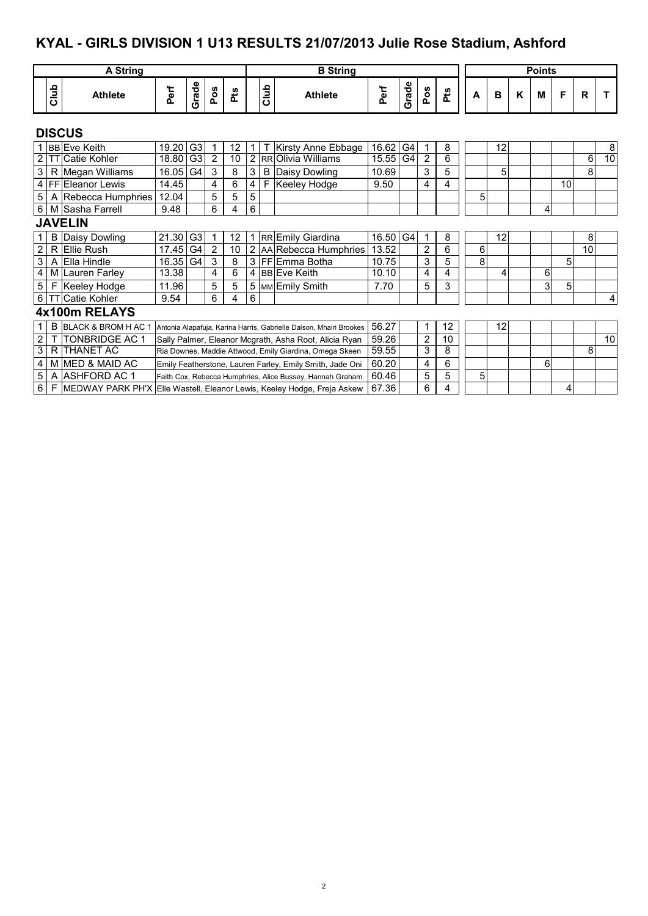# KYAL - GIRLS DIVISION 1 U13 RESULTS 21/07/2013 Julie Rose Stadium, Ashford

| | A String | | | | | | | B String | | | | | | Points | | | | | | |
|---|---|---|---|---|---|---|---|---|---|---|---|---|---|---|---|---|---|---|---|---|
| | Club | Athlete | Perf | Grade | Pos | Pts | | Club | Athlete | Perf | Grade | Pos | Pts | A | B | K | M | F | R | T |
| **DISCUS** | | | | | | | | | | | | | | | | | | | | |
| 1 | BB | Eve Keith | 19.20 | G3 | 1 | 12 | 1 | T | Kirsty Anne Ebbage | 16.62 | G4 | 1 | 8 | | 12 | | | | | 8 |
| 2 | TT | Catie Kohler | 18.80 | G3 | 2 | 10 | 2 | RR | Olivia Williams | 15.55 | G4 | 2 | 6 | | | | | | 6 | 10 |
| 3 | R | Megan Williams | 16.05 | G4 | 3 | 8 | 3 | B | Daisy Dowling | 10.69 | | 3 | 5 | | 5 | | | | 8 | |
| 4 | FF | Eleanor Lewis | 14.45 | | 4 | 6 | 4 | F | Keeley Hodge | 9.50 | | 4 | 4 | | | | | 10 | | |
| 5 | A | Rebecca Humphries | 12.04 | | 5 | 5 | 5 | | | | | | | 5 | | | | | | |
| 6 | M | Sasha Farrell | 9.48 | | 6 | 4 | 6 | | | | | | | | | | 4 | | | |
| **JAVELIN** | | | | | | | | | | | | | | | | | | | | |
| 1 | B | Daisy Dowling | 21.30 | G3 | 1 | 12 | 1 | RR | Emily Giardina | 16.50 | G4 | 1 | 8 | | 12 | | | | 8 | |
| 2 | R | Ellie Rush | 17.45 | G4 | 2 | 10 | 2 | AA | Rebecca Humphries | 13.52 | | 2 | 6 | 6 | | | | | 10 | |
| 3 | A | Ella Hindle | 16.35 | G4 | 3 | 8 | 3 | FF | Emma Botha | 10.75 | | 3 | 5 | 8 | | | | 5 | | |
| 4 | M | Lauren Farley | 13.38 | | 4 | 6 | 4 | BB | Eve Keith | 10.10 | | 4 | 4 | | 4 | | 6 | | | |
| 5 | F | Keeley Hodge | 11.96 | | 5 | 5 | 5 | MM | Emily Smith | 7.70 | | 5 | 3 | | | | 3 | 5 | | |
| 6 | TT | Catie Kohler | 9.54 | | 6 | 4 | 6 | | | | | | | | | | | | | 4 |
| **4x100m RELAYS** | | | | | | | | | | | | | | | | | | | | |
| 1 | B | BLACK & BROM H AC 1 | | | | | | | Antonia Alapafuja, Karina Harris, Gabrielle Dalson, Mhairi Brookes | 56.27 | | 1 | 12 | | 12 | | | | | |
| 2 | T | TONBRIDGE AC 1 | | | | | | | Sally Palmer, Eleanor Mcgrath, Asha Root, Alicia Ryan | 59.26 | | 2 | 10 | | | | | | | 10 |
| 3 | R | THANET AC | | | | | | | Ria Downes, Maddie Attwood, Emily Giardina, Omega Skeen | 59.55 | | 3 | 8 | | | | | | 8 | |
| 4 | M | MED & MAID AC | | | | | | | Emily Featherstone, Lauren Farley, Emily Smith, Jade Oni | 60.20 | | 4 | 6 | | | | 6 | | | |
| 5 | A | ASHFORD AC 1 | | | | | | | Faith Cox, Rebecca Humphries, Alice Bussey, Hannah Graham | 60.46 | | 5 | 5 | 5 | | | | | | |
| 6 | F | MEDWAY PARK PH'X | | | | | | | Elle Wastell, Eleanor Lewis, Keeley Hodge, Freja Askew | 67.36 | | 6 | 4 | | | | | 4 | | |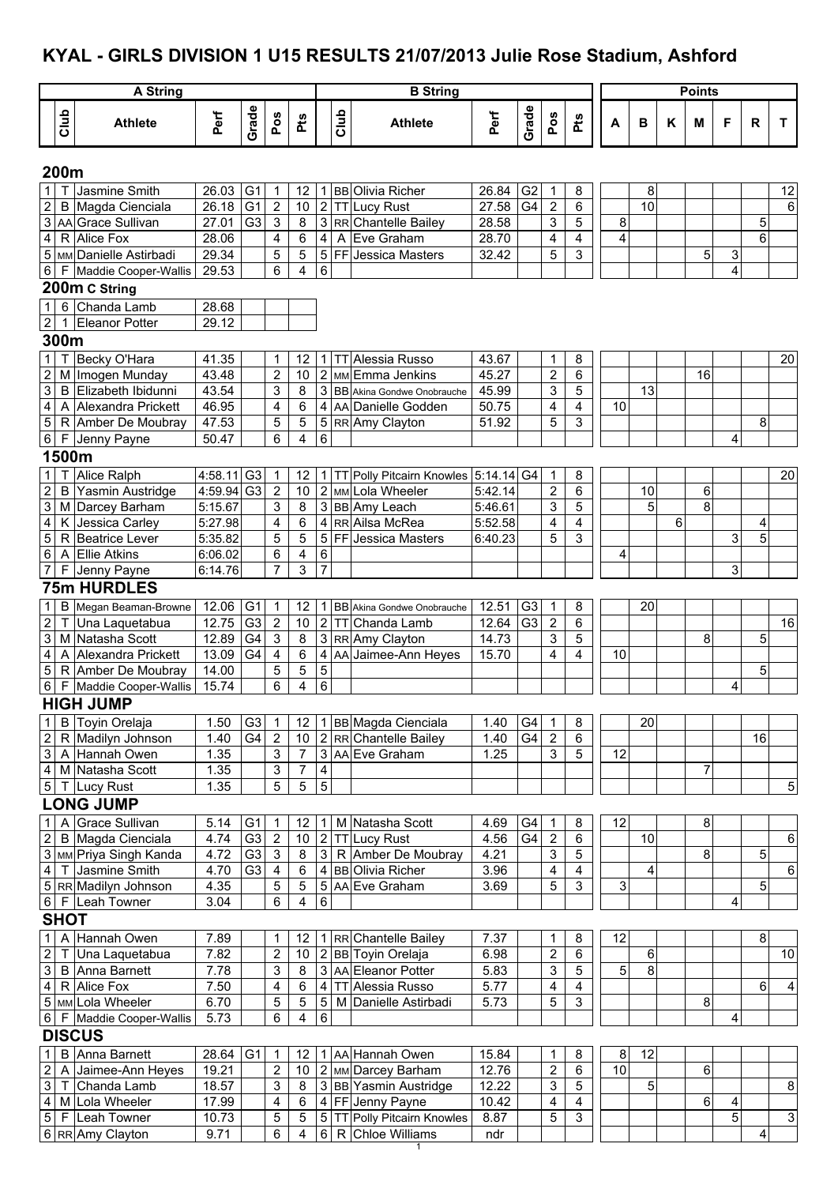# KYAL - GIRLS DIVISION 1 U15 RESULTS 21/07/2013 Julie Rose Stadium, Ashford

| A String | | | | | | | | B String | | | | | | | Points | | | | | | |
|---|---|---|---|---|---|---|---|---|---|---|---|---|---|---|---|---|---|---|---|---|---|
| | Club | Athlete | Perf | Grade | Pos | Pts | | Club | Athlete | Perf | Grade | Pos | Pts | A | B | K | M | F | R | T |
| **200m** | | | | | | | | | | | | | | | | | | | | |
| 1 | T | Jasmine Smith | 26.03 | G1 | 1 | 12 | 1 | BB | Olivia Richer | 26.84 | G2 | 1 | 8 | | 8 | | | | | 12 |
| 2 | B | Magda Cienciala | 26.18 | G1 | 2 | 10 | 2 | TT | Lucy Rust | 27.58 | G4 | 2 | 6 | | 10 | | | | | 6 |
| 3 | AA | Grace Sullivan | 27.01 | G3 | 3 | 8 | 3 | RR | Chantelle Bailey | 28.58 | | 3 | 5 | 8 | | | | | 5 | |
| 4 | R | Alice Fox | 28.06 | | 4 | 6 | 4 | A | Eve Graham | 28.70 | | 4 | 4 | 4 | | | | | 6 | |
| 5 | MM | Danielle Astirbadi | 29.34 | | 5 | 5 | 5 | FF | Jessica Masters | 32.42 | | 5 | 3 | | | | 5 | 3 | | |
| 6 | F | Maddie Cooper-Wallis | 29.53 | | 6 | 4 | 6 | | | | | | | | | | | 4 | | |
| **200m C String** | | | | | | | | | | | | | | | | | | | | |
| 1 | 6 | Chanda Lamb | 28.68 | | | | | | | | | | | | | | | | | |
| 2 | 1 | Eleanor Potter | 29.12 | | | | | | | | | | | | | | | | | |
| **300m** | | | | | | | | | | | | | | | | | | | | |
| 1 | T | Becky O'Hara | 41.35 | | 1 | 12 | 1 | TT | Alessia Russo | 43.67 | | 1 | 8 | | | | | | | 20 |
| 2 | M | Imogen Munday | 43.48 | | 2 | 10 | 2 | MM | Emma Jenkins | 45.27 | | 2 | 6 | | | | 16 | | | |
| 3 | B | Elizabeth Ibidunni | 43.54 | | 3 | 8 | 3 | BB | Akina Gondwe Onobrauche | 45.99 | | 3 | 5 | | 13 | | | | | |
| 4 | A | Alexandra Prickett | 46.95 | | 4 | 6 | 4 | AA | Danielle Godden | 50.75 | | 4 | 4 | 10 | | | | | | |
| 5 | R | Amber De Moubray | 47.53 | | 5 | 5 | 5 | RR | Amy Clayton | 51.92 | | 5 | 3 | | | | | | 8 | |
| 6 | F | Jenny Payne | 50.47 | | 6 | 4 | 6 | | | | | | | | | | | 4 | | |
| **1500m** | | | | | | | | | | | | | | | | | | | | |
| 1 | T | Alice Ralph | 4:58.11 | G3 | 1 | 12 | 1 | TT | Polly Pitcairn Knowles | 5:14.14 | G4 | 1 | 8 | | | | | | | 20 |
| 2 | B | Yasmin Austridge | 4:59.94 | G3 | 2 | 10 | 2 | MM | Lola Wheeler | 5:42.14 | | 2 | 6 | | 10 | | 6 | | | |
| 3 | M | Darcey Barham | 5:15.67 | | 3 | 8 | 3 | BB | Amy Leach | 5:46.61 | | 3 | 5 | | 5 | | 8 | | | |
| 4 | K | Jessica Carley | 5:27.98 | | 4 | 6 | 4 | RR | Ailsa McRea | 5:52.58 | | 4 | 4 | | | 6 | | | 4 | |
| 5 | R | Beatrice Lever | 5:35.82 | | 5 | 5 | 5 | FF | Jessica Masters | 6:40.23 | | 5 | 3 | | | | | 3 | 5 | |
| 6 | A | Ellie Atkins | 6:06.02 | | 6 | 4 | 6 | | | | | | | 4 | | | | | | |
| 7 | F | Jenny Payne | 6:14.76 | | 7 | 3 | 7 | | | | | | | | | | | 3 | | |
| **75m HURDLES** | | | | | | | | | | | | | | | | | | | | |
| 1 | B | Megan Beaman-Browne | 12.06 | G1 | 1 | 12 | 1 | BB | Akina Gondwe Onobrauche | 12.51 | G3 | 1 | 8 | | 20 | | | | | |
| 2 | T | Una Laquetabua | 12.75 | G3 | 2 | 10 | 2 | TT | Chanda Lamb | 12.64 | G3 | 2 | 6 | | | | | | | 16 |
| 3 | M | Natasha Scott | 12.89 | G4 | 3 | 8 | 3 | RR | Amy Clayton | 14.73 | | 3 | 5 | | | | 8 | | 5 | |
| 4 | A | Alexandra Prickett | 13.09 | G4 | 4 | 6 | 4 | AA | Jaimee-Ann Heyes | 15.70 | | 4 | 4 | 10 | | | | | | |
| 5 | R | Amber De Moubray | 14.00 | | 5 | 5 | 5 | | | | | | | | | | | | 5 | |
| 6 | F | Maddie Cooper-Wallis | 15.74 | | 6 | 4 | 6 | | | | | | | | | | | 4 | | |
| **HIGH JUMP** | | | | | | | | | | | | | | | | | | | | |
| 1 | B | Toyin Orelaja | 1.50 | G3 | 1 | 12 | 1 | BB | Magda Cienciala | 1.40 | G4 | 1 | 8 | | 20 | | | | | |
| 2 | R | Madilyn Johnson | 1.40 | G4 | 2 | 10 | 2 | RR | Chantelle Bailey | 1.40 | G4 | 2 | 6 | | | | | | 16 | |
| 3 | A | Hannah Owen | 1.35 | | 3 | 7 | 3 | AA | Eve Graham | 1.25 | | 3 | 5 | 12 | | | | | | |
| 4 | M | Natasha Scott | 1.35 | | 3 | 7 | 4 | | | | | | | | | | 7 | | | |
| 5 | T | Lucy Rust | 1.35 | | 5 | 5 | 5 | | | | | | | | | | | | | 5 |
| **LONG JUMP** | | | | | | | | | | | | | | | | | | | | |
| 1 | A | Grace Sullivan | 5.14 | G1 | 1 | 12 | 1 | M | Natasha Scott | 4.69 | G4 | 1 | 8 | 12 | | | 8 | | | |
| 2 | B | Magda Cienciala | 4.74 | G3 | 2 | 10 | 2 | TT | Lucy Rust | 4.56 | G4 | 2 | 6 | | 10 | | | | | 6 |
| 3 | MM | Priya Singh Kanda | 4.72 | G3 | 3 | 8 | 3 | R | Amber De Moubray | 4.21 | | 3 | 5 | | | | 8 | | 5 | |
| 4 | T | Jasmine Smith | 4.70 | G3 | 4 | 6 | 4 | BB | Olivia Richer | 3.96 | | 4 | 4 | | 4 | | | | | 6 |
| 5 | RR | Madilyn Johnson | 4.35 | | 5 | 5 | 5 | AA | Eve Graham | 3.69 | | 5 | 3 | 3 | | | | | 5 | |
| 6 | F | Leah Towner | 3.04 | | 6 | 4 | 6 | | | | | | | | | | | 4 | | |
| **SHOT** | | | | | | | | | | | | | | | | | | | | |
| 1 | A | Hannah Owen | 7.89 | | 1 | 12 | 1 | RR | Chantelle Bailey | 7.37 | | 1 | 8 | 12 | | | | | 8 | |
| 2 | T | Una Laquetabua | 7.82 | | 2 | 10 | 2 | BB | Toyin Orelaja | 6.98 | | 2 | 6 | | 6 | | | | | 10 |
| 3 | B | Anna Barnett | 7.78 | | 3 | 8 | 3 | AA | Eleanor Potter | 5.83 | | 3 | 5 | 5 | 8 | | | | | |
| 4 | R | Alice Fox | 7.50 | | 4 | 6 | 4 | TT | Alessia Russo | 5.77 | | 4 | 4 | | | | | | 6 | 4 |
| 5 | MM | Lola Wheeler | 6.70 | | 5 | 5 | 5 | M | Danielle Astirbadi | 5.73 | | 5 | 3 | | | | 8 | | | |
| 6 | F | Maddie Cooper-Wallis | 5.73 | | 6 | 4 | 6 | | | | | | | | | | | 4 | | |
| **DISCUS** | | | | | | | | | | | | | | | | | | | | |
| 1 | B | Anna Barnett | 28.64 | G1 | 1 | 12 | 1 | AA | Hannah Owen | 15.84 | | 1 | 8 | 8 | 12 | | | | | |
| 2 | A | Jaimee-Ann Heyes | 19.21 | | 2 | 10 | 2 | MM | Darcey Barham | 12.76 | | 2 | 6 | 10 | | | 6 | | | |
| 3 | T | Chanda Lamb | 18.57 | | 3 | 8 | 3 | BB | Yasmin Austridge | 12.22 | | 3 | 5 | | 5 | | | | | 8 |
| 4 | M | Lola Wheeler | 17.99 | | 4 | 6 | 4 | FF | Jenny Payne | 10.42 | | 4 | 4 | | | | 6 | 4 | | |
| 5 | F | Leah Towner | 10.73 | | 5 | 5 | 5 | TT | Polly Pitcairn Knowles | 8.87 | | 5 | 3 | | | | | 5 | | 3 |
| 6 | RR | Amy Clayton | 9.71 | | 6 | 4 | 6 | R | Chloe Williams | ndr | | | | | | | | | 4 | |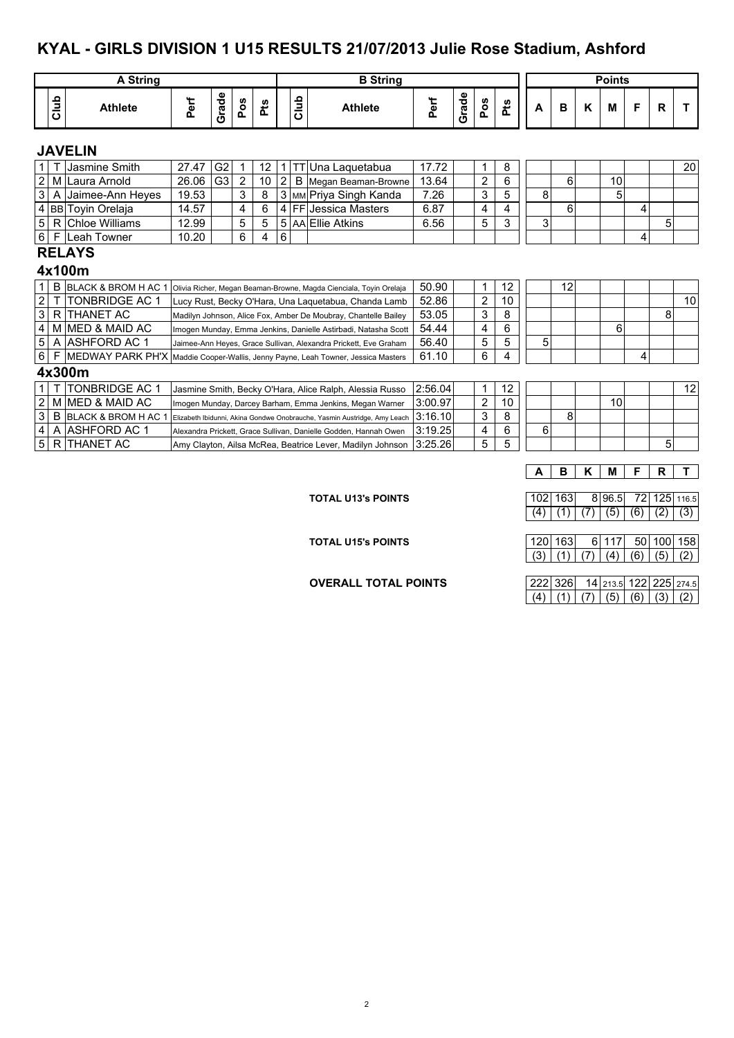# KYAL - GIRLS DIVISION 1 U15 RESULTS 21/07/2013 Julie Rose Stadium, Ashford

## JAVELIN

| | A String | | | | | | | B String | | | | | | Points | | | | | | |
|---|---|---|---|---|---|---|---|---|---|---|---|---|---|---|---|---|---|---|---|---|
| | Club | Athlete | Perf | Grade | Pos | Pts | | Club | Athlete | Perf | Grade | Pos | Pts | A | B | K | M | F | R | T |
| 1 | T | Jasmine Smith | 27.47 | G2 | 1 | 12 | 1 | TT | Una Laquetabua | 17.72 | | 1 | 8 | | | | | | | 20 |
| 2 | M | Laura Arnold | 26.06 | G3 | 2 | 10 | 2 | B | Megan Beaman-Browne | 13.64 | | 2 | 6 | | 6 | | 10 | | | |
| 3 | A | Jaimee-Ann Heyes | 19.53 | | 3 | 8 | 3 | MM | Priya Singh Kanda | 7.26 | | 3 | 5 | 8 | | | 5 | | | |
| 4 | BB | Toyin Orelaja | 14.57 | | 4 | 6 | 4 | FF | Jessica Masters | 6.87 | | 4 | 4 | | 6 | | | 4 | | |
| 5 | R | Chloe Williams | 12.99 | | 5 | 5 | 5 | AA | Ellie Atkins | 6.56 | | 5 | 3 | 3 | | | | | 5 | |
| 6 | F | Leah Towner | 10.20 | | 6 | 4 | 6 | | | | | | | | | | | 4 | | |

## RELAYS

### 4x100m

| | Club | Team | Athletes | Perf | Grade | Pos | Pts | A | B | K | M | F | R | T |
|---|---|---|---|---|---|---|---|---|---|---|---|---|---|---|
| 1 | B | BLACK & BROM H AC 1 | Olivia Richer, Megan Beaman-Browne, Magda Cienciala, Toyin Orelaja | 50.90 | | 1 | 12 | | 12 | | | | | |
| 2 | T | TONBRIDGE AC 1 | Lucy Rust, Becky O'Hara, Una Laquetabua, Chanda Lamb | 52.86 | | 2 | 10 | | | | | | | 10 |
| 3 | R | THANET AC | Madilyn Johnson, Alice Fox, Amber De Moubray, Chantelle Bailey | 53.05 | | 3 | 8 | | | | | | 8 | |
| 4 | M | MED & MAID AC | Imogen Munday, Emma Jenkins, Danielle Astirbadi, Natasha Scott | 54.44 | | 4 | 6 | | | | 6 | | | |
| 5 | A | ASHFORD AC 1 | Jaimee-Ann Heyes, Grace Sullivan, Alexandra Prickett, Eve Graham | 56.40 | | 5 | 5 | 5 | | | | | | |
| 6 | F | MEDWAY PARK PH'X | Maddie Cooper-Wallis, Jenny Payne, Leah Towner, Jessica Masters | 61.10 | | 6 | 4 | | | | | 4 | | |

### 4x300m

| | Club | Team | Athletes | Perf | Grade | Pos | Pts | A | B | K | M | F | R | T |
|---|---|---|---|---|---|---|---|---|---|---|---|---|---|---|
| 1 | T | TONBRIDGE AC 1 | Jasmine Smith, Becky O'Hara, Alice Ralph, Alessia Russo | 2:56.04 | | 1 | 12 | | | | | | | 12 |
| 2 | M | MED & MAID AC | Imogen Munday, Darcey Barham, Emma Jenkins, Megan Warner | 3:00.97 | | 2 | 10 | | | | 10 | | | |
| 3 | B | BLACK & BROM H AC 1 | Elizabeth Ibidunni, Akina Gondwe Onobrauche, Yasmin Austridge, Amy Leach | 3:16.10 | | 3 | 8 | | 8 | | | | | |
| 4 | A | ASHFORD AC 1 | Alexandra Prickett, Grace Sullivan, Danielle Godden, Hannah Owen | 3:19.25 | | 4 | 6 | 6 | | | | | | |
| 5 | R | THANET AC | Amy Clayton, Ailsa McRea, Beatrice Lever, Madilyn Johnson | 3:25.26 | | 5 | 5 | | | | | | 5 | |

| | A | B | K | M | F | R | T |
|---|---|---|---|---|---|---|---|
| **TOTAL U13's POINTS** | 102 | 163 | 8 | 96.5 | 72 | 125 | 116.5 |
| | (4) | (1) | (7) | (5) | (6) | (2) | (3) |
| **TOTAL U15's POINTS** | 120 | 163 | 6 | 117 | 50 | 100 | 158 |
| | (3) | (1) | (7) | (4) | (6) | (5) | (2) |
| **OVERALL TOTAL POINTS** | 222 | 326 | 14 | 213.5 | 122 | 225 | 274.5 |
| | (4) | (1) | (7) | (5) | (6) | (3) | (2) |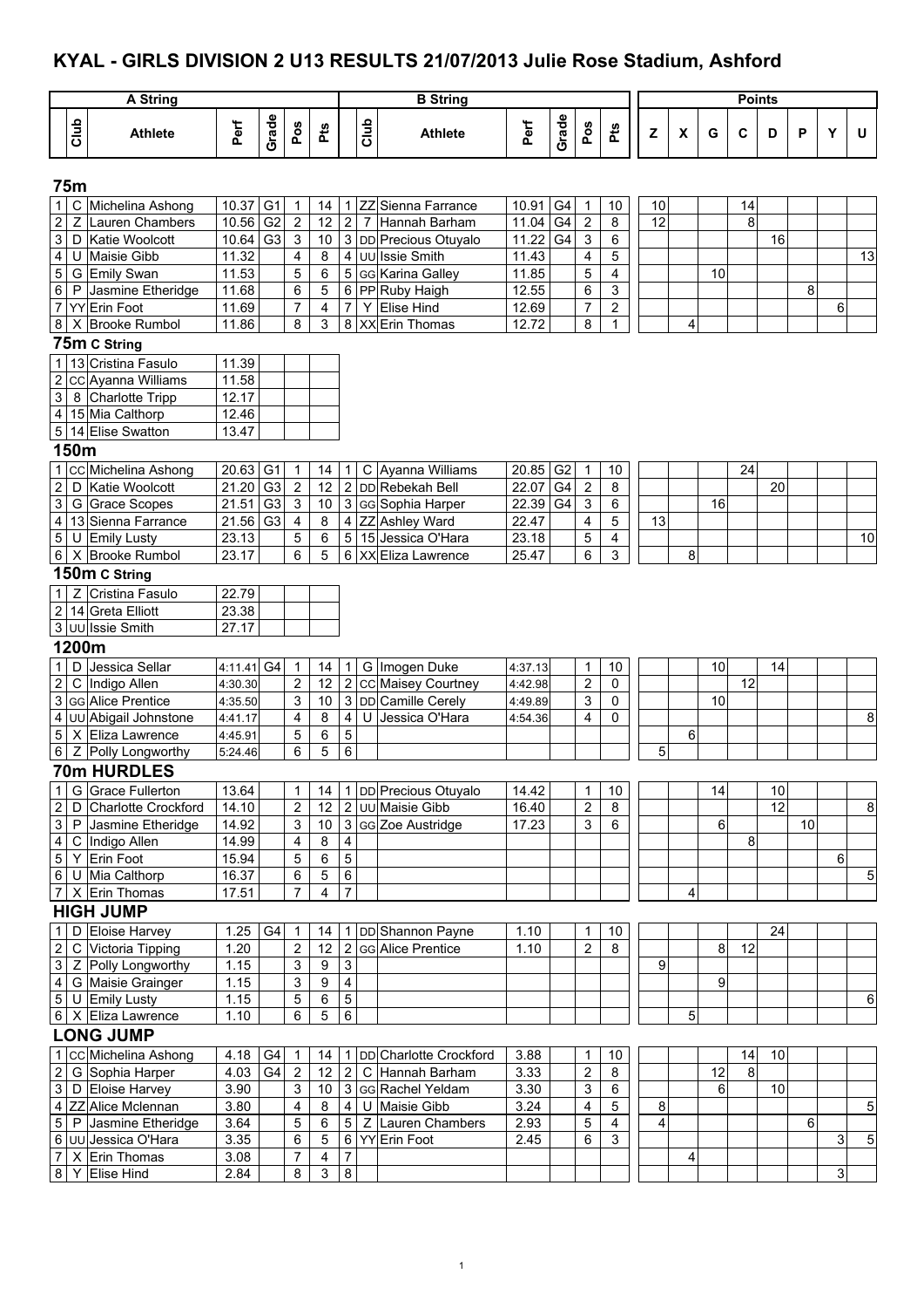# KYAL - GIRLS DIVISION 2 U13 RESULTS 21/07/2013 Julie Rose Stadium, Ashford

| | A String | | | | | | | B String | | | | | | Points | | | | | | | |
|---|---|---|---|---|---|---|---|---|---|---|---|---|---|---|---|---|---|---|---|---|---|
| | Club | Athlete | Perf | Grade | Pos | Pts | | Club | Athlete | Perf | Grade | Pos | Pts | Z | X | G | C | D | P | Y | U |
| **75m** | | | | | | | | | | | | | | | | | | | | | |
| 1 | C | Michelina Ashong | 10.37 | G1 | 1 | 14 | 1 | ZZ | Sienna Farrance | 10.91 | G4 | 1 | 10 | 10 | | | 14 | | | | |
| 2 | Z | Lauren Chambers | 10.56 | G2 | 2 | 12 | 2 | 7 | Hannah Barham | 11.04 | G4 | 2 | 8 | 12 | | | 8 | | | | |
| 3 | D | Katie Woolcott | 10.64 | G3 | 3 | 10 | 3 | DD | Precious Otuyalo | 11.22 | G4 | 3 | 6 | | | | | 16 | | | |
| 4 | U | Maisie Gibb | 11.32 | | 4 | 8 | 4 | UU | Issie Smith | 11.43 | | 4 | 5 | | | | | | | | 13 |
| 5 | G | Emily Swan | 11.53 | | 5 | 6 | 5 | GG | Karina Galley | 11.85 | | 5 | 4 | | | 10 | | | | | |
| 6 | P | Jasmine Etheridge | 11.68 | | 6 | 5 | 6 | PP | Ruby Haigh | 12.55 | | 6 | 3 | | | | | | 8 | | |
| 7 | YY | Erin Foot | 11.69 | | 7 | 4 | 7 | Y | Elise Hind | 12.69 | | 7 | 2 | | | | | | | 6 | |
| 8 | X | Brooke Rumbol | 11.86 | | 8 | 3 | 8 | XX | Erin Thomas | 12.72 | | 8 | 1 | | 4 | | | | | | |
| **75m C String** | | | | | | | | | | | | | | | | | | | | | |
| 1 | 13 | Cristina Fasulo | 11.39 | | | | | | | | | | | | | | | | | | |
| 2 | CC | Ayanna Williams | 11.58 | | | | | | | | | | | | | | | | | | |
| 3 | 8 | Charlotte Tripp | 12.17 | | | | | | | | | | | | | | | | | | |
| 4 | 15 | Mia Calthorp | 12.46 | | | | | | | | | | | | | | | | | | |
| 5 | 14 | Elise Swatton | 13.47 | | | | | | | | | | | | | | | | | | |
| **150m** | | | | | | | | | | | | | | | | | | | | | |
| 1 | CC | Michelina Ashong | 20.63 | G1 | 1 | 14 | 1 | C | Ayanna Williams | 20.85 | G2 | 1 | 10 | | | | 24 | | | | |
| 2 | D | Katie Woolcott | 21.20 | G3 | 2 | 12 | 2 | DD | Rebekah Bell | 22.07 | G4 | 2 | 8 | | | | | 20 | | | |
| 3 | G | Grace Scopes | 21.51 | G3 | 3 | 10 | 3 | GG | Sophia Harper | 22.39 | G4 | 3 | 6 | | | 16 | | | | | |
| 4 | 13 | Sienna Farrance | 21.56 | G3 | 4 | 8 | 4 | ZZ | Ashley Ward | 22.47 | | 4 | 5 | 13 | | | | | | | |
| 5 | U | Emily Lusty | 23.13 | | 5 | 6 | 5 | 15 | Jessica O'Hara | 23.18 | | 5 | 4 | | | | | | | | 10 |
| 6 | X | Brooke Rumbol | 23.17 | | 6 | 5 | 6 | XX | Eliza Lawrence | 25.47 | | 6 | 3 | | 8 | | | | | | |
| **150m C String** | | | | | | | | | | | | | | | | | | | | | |
| 1 | Z | Cristina Fasulo | 22.79 | | | | | | | | | | | | | | | | | | |
| 2 | 14 | Greta Elliott | 23.38 | | | | | | | | | | | | | | | | | | |
| 3 | UU | Issie Smith | 27.17 | | | | | | | | | | | | | | | | | | |
| **1200m** | | | | | | | | | | | | | | | | | | | | | |
| 1 | D | Jessica Sellar | 4:11.41 | G4 | 1 | 14 | 1 | G | Imogen Duke | 4:37.13 | | 1 | 10 | | | 10 | | 14 | | | |
| 2 | C | Indigo Allen | 4:30.30 | | 2 | 12 | 2 | CC | Maisey Courtney | 4:42.98 | | 2 | 0 | | | | 12 | | | | |
| 3 | GG | Alice Prentice | 4:35.50 | | 3 | 10 | 3 | DD | Camille Cerely | 4:49.89 | | 3 | 0 | | | 10 | | | | | |
| 4 | UU | Abigail Johnstone | 4:41.17 | | 4 | 8 | 4 | U | Jessica O'Hara | 4:54.36 | | 4 | 0 | | | | | | | | 8 |
| 5 | X | Eliza Lawrence | 4:45.91 | | 5 | 6 | 5 | | | | | | | | 6 | | | | | | |
| 6 | Z | Polly Longworthy | 5:24.46 | | 6 | 5 | 6 | | | | | | | 5 | | | | | | | |
| **70m HURDLES** | | | | | | | | | | | | | | | | | | | | | |
| 1 | G | Grace Fullerton | 13.64 | | 1 | 14 | 1 | DD | Precious Otuyalo | 14.42 | | 1 | 10 | | | 14 | | 10 | | | |
| 2 | D | Charlotte Crockford | 14.10 | | 2 | 12 | 2 | UU | Maisie Gibb | 16.40 | | 2 | 8 | | | | | 12 | | | 8 |
| 3 | P | Jasmine Etheridge | 14.92 | | 3 | 10 | 3 | GG | Zoe Austridge | 17.23 | | 3 | 6 | | | 6 | | | 10 | | |
| 4 | C | Indigo Allen | 14.99 | | 4 | 8 | 4 | | | | | | | | | | 8 | | | | |
| 5 | Y | Erin Foot | 15.94 | | 5 | 6 | 5 | | | | | | | | | | | | | 6 | |
| 6 | U | Mia Calthorp | 16.37 | | 6 | 5 | 6 | | | | | | | | | | | | | | 5 |
| 7 | X | Erin Thomas | 17.51 | | 7 | 4 | 7 | | | | | | | | 4 | | | | | | |
| **HIGH JUMP** | | | | | | | | | | | | | | | | | | | | | |
| 1 | D | Eloise Harvey | 1.25 | G4 | 1 | 14 | 1 | DD | Shannon Payne | 1.10 | | 1 | 10 | | | | | 24 | | | |
| 2 | C | Victoria Tipping | 1.20 | | 2 | 12 | 2 | GG | Alice Prentice | 1.10 | | 2 | 8 | | | 8 | 12 | | | | |
| 3 | Z | Polly Longworthy | 1.15 | | 3 | 9 | 3 | | | | | | | 9 | | | | | | | |
| 4 | G | Maisie Grainger | 1.15 | | 3 | 9 | 4 | | | | | | | | | 9 | | | | | |
| 5 | U | Emily Lusty | 1.15 | | 5 | 6 | 5 | | | | | | | | | | | | | | 6 |
| 6 | X | Eliza Lawrence | 1.10 | | 6 | 5 | 6 | | | | | | | | 5 | | | | | | |
| **LONG JUMP** | | | | | | | | | | | | | | | | | | | | | |
| 1 | CC | Michelina Ashong | 4.18 | G4 | 1 | 14 | 1 | DD | Charlotte Crockford | 3.88 | | 1 | 10 | | | | 14 | 10 | | | |
| 2 | G | Sophia Harper | 4.03 | G4 | 2 | 12 | 2 | C | Hannah Barham | 3.33 | | 2 | 8 | | | 12 | 8 | | | | |
| 3 | D | Eloise Harvey | 3.90 | | 3 | 10 | 3 | GG | Rachel Yeldam | 3.30 | | 3 | 6 | | | 6 | | 10 | | | |
| 4 | ZZ | Alice Mclennan | 3.80 | | 4 | 8 | 4 | U | Maisie Gibb | 3.24 | | 4 | 5 | 8 | | | | | | | 5 |
| 5 | P | Jasmine Etheridge | 3.64 | | 5 | 6 | 5 | Z | Lauren Chambers | 2.93 | | 5 | 4 | 4 | | | | | 6 | | |
| 6 | UU | Jessica O'Hara | 3.35 | | 6 | 5 | 6 | YY | Erin Foot | 2.45 | | 6 | 3 | | | | | | | 3 | 5 |
| 7 | X | Erin Thomas | 3.08 | | 7 | 4 | 7 | | | | | | | | 4 | | | | | | |
| 8 | Y | Elise Hind | 2.84 | | 8 | 3 | 8 | | | | | | | | | | | | | 3 | |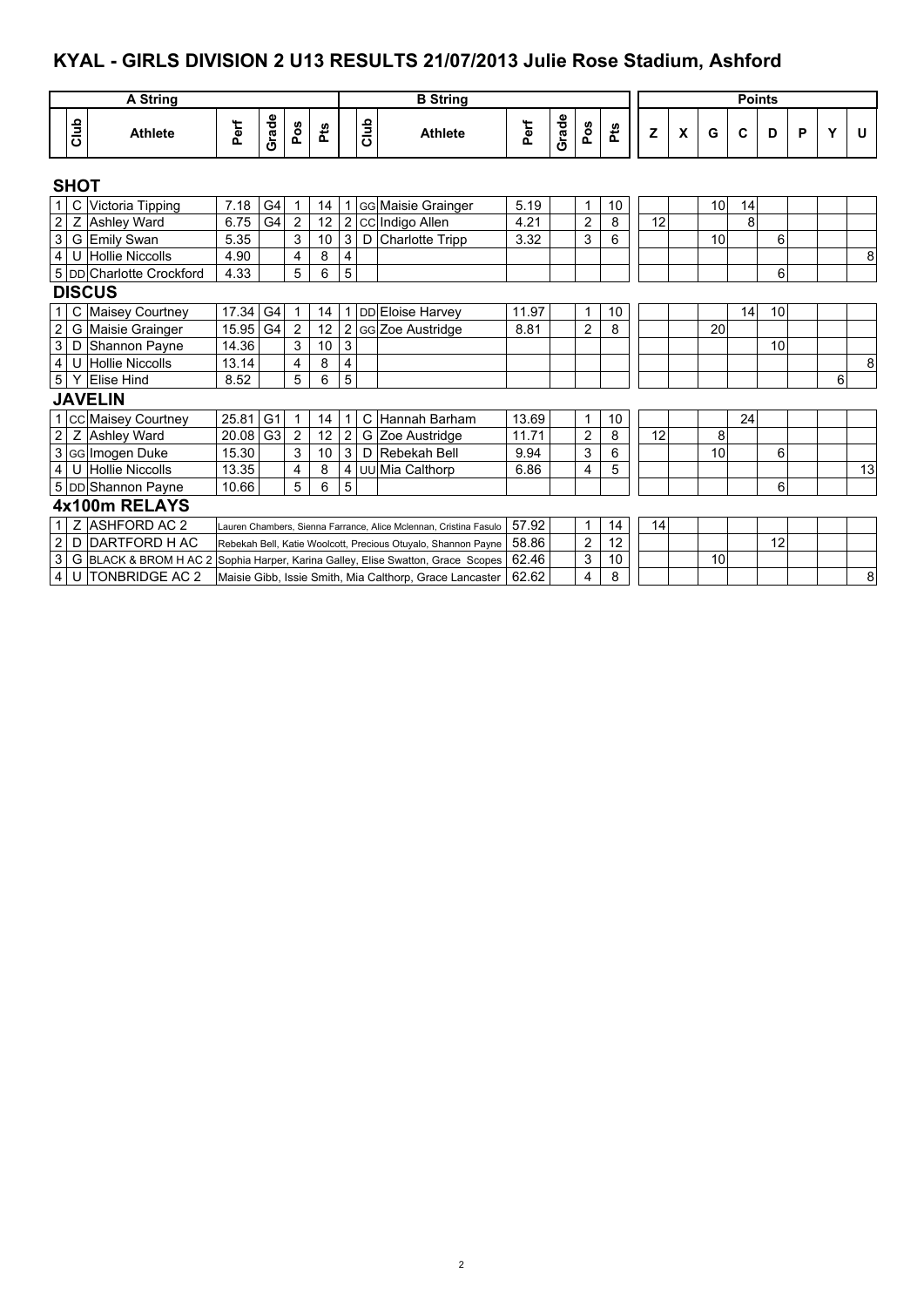# KYAL - GIRLS DIVISION 2 U13 RESULTS 21/07/2013 Julie Rose Stadium, Ashford

| A String | | | | | | | | B String | | | | | | | Points | | | | | | | |
|---|---|---|---|---|---|---|---|---|---|---|---|---|---|---|---|---|---|---|---|---|---|---|
| | Club | Athlete | Perf | Grade | Pos | Pts | | Club | Athlete | Perf | Grade | Pos | Pts | Z | X | G | C | D | P | Y | U |
| **SHOT** | | | | | | | | | | | | | | | | | | | | | |
| 1 | C | Victoria Tipping | 7.18 | G4 | 1 | 14 | 1 | GG | Maisie Grainger | 5.19 | | 1 | 10 | | | 10 | 14 | | | | |
| 2 | Z | Ashley Ward | 6.75 | G4 | 2 | 12 | 2 | CC | Indigo Allen | 4.21 | | 2 | 8 | 12 | | | 8 | | | | |
| 3 | G | Emily Swan | 5.35 | | 3 | 10 | 3 | D | Charlotte Tripp | 3.32 | | 3 | 6 | | | 10 | | 6 | | | |
| 4 | U | Hollie Niccolls | 4.90 | | 4 | 8 | 4 | | | | | | | | | | | | | | 8 |
| 5 | DD | Charlotte Crockford | 4.33 | | 5 | 6 | 5 | | | | | | | | | | | 6 | | | |
| **DISCUS** | | | | | | | | | | | | | | | | | | | | | |
| 1 | C | Maisey Courtney | 17.34 | G4 | 1 | 14 | 1 | DD | Eloise Harvey | 11.97 | | 1 | 10 | | | | 14 | 10 | | | |
| 2 | G | Maisie Grainger | 15.95 | G4 | 2 | 12 | 2 | GG | Zoe Austridge | 8.81 | | 2 | 8 | | | 20 | | | | | |
| 3 | D | Shannon Payne | 14.36 | | 3 | 10 | 3 | | | | | | | | | | | 10 | | | |
| 4 | U | Hollie Niccolls | 13.14 | | 4 | 8 | 4 | | | | | | | | | | | | | | 8 |
| 5 | Y | Elise Hind | 8.52 | | 5 | 6 | 5 | | | | | | | | | | | | | 6 | |
| **JAVELIN** | | | | | | | | | | | | | | | | | | | | | |
| 1 | CC | Maisey Courtney | 25.81 | G1 | 1 | 14 | 1 | C | Hannah Barham | 13.69 | | 1 | 10 | | | | 24 | | | | |
| 2 | Z | Ashley Ward | 20.08 | G3 | 2 | 12 | 2 | G | Zoe Austridge | 11.71 | | 2 | 8 | 12 | | 8 | | | | | |
| 3 | GG | Imogen Duke | 15.30 | | 3 | 10 | 3 | D | Rebekah Bell | 9.94 | | 3 | 6 | | | 10 | | 6 | | | |
| 4 | U | Hollie Niccolls | 13.35 | | 4 | 8 | 4 | UU | Mia Calthorp | 6.86 | | 4 | 5 | | | | | | | | 13 |
| 5 | DD | Shannon Payne | 10.66 | | 5 | 6 | 5 | | | | | | | | | | | 6 | | | |
| **4x100m RELAYS** | | | | | | | | | | | | | | | | | | | | | |
| 1 | Z | ASHFORD AC 2 | Lauren Chambers, Sienna Farrance, Alice Mclennan, Cristina Fasulo | | | | | | | 57.92 | | 1 | 14 | 14 | | | | | | | |
| 2 | D | DARTFORD H AC | Rebekah Bell, Katie Woolcott, Precious Otuyalo, Shannon Payne | | | | | | | 58.86 | | 2 | 12 | | | | | 12 | | | |
| 3 | G | BLACK & BROM H AC 2 | Sophia Harper, Karina Galley, Elise Swatton, Grace Scopes | | | | | | | 62.46 | | 3 | 10 | | | 10 | | | | | |
| 4 | U | TONBRIDGE AC 2 | Maisie Gibb, Issie Smith, Mia Calthorp, Grace Lancaster | | | | | | | 62.62 | | 4 | 8 | | | | | | | | 8 |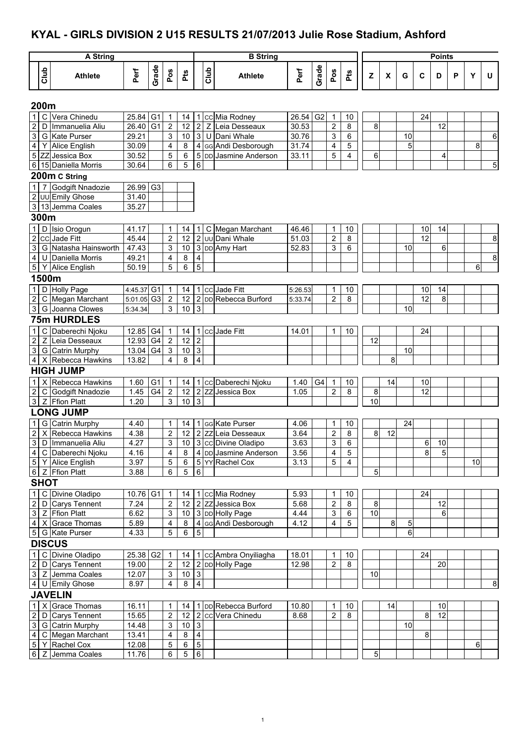# KYAL - GIRLS DIVISION 2 U15 RESULTS 21/07/2013 Julie Rose Stadium, Ashford

| | A String | | | | | | | B String | | | | | | | Points | | | | | | | |
|---|---|---|---|---|---|---|---|---|---|---|---|---|---|---|---|---|---|---|---|---|---|---|
| | Club | Athlete | Perf | Grade | Pos | Pts | | Club | Athlete | Perf | Grade | Pos | Pts | Z | X | G | C | D | P | Y | U |
| **200m** | | | | | | | | | | | | | | | | | | | | | |
| 1 | C | Vera Chinedu | 25.84 | G1 | 1 | 14 | 1 | CC | Mia Rodney | 26.54 | G2 | 1 | 10 | | | | 24 | | | | |
| 2 | D | Immanuelia Aliu | 26.40 | G1 | 2 | 12 | 2 | Z | Leia Desseaux | 30.53 | | 2 | 8 | 8 | | | | 12 | | | |
| 3 | G | Kate Purser | 29.21 | | 3 | 10 | 3 | U | Dani Whale | 30.76 | | 3 | 6 | | | 10 | | | | | 6 |
| 4 | Y | Alice English | 30.09 | | 4 | 8 | 4 | GG | Andi Desborough | 31.74 | | 4 | 5 | | | 5 | | | | 8 | |
| 5 | ZZ | Jessica Box | 30.52 | | 5 | 6 | 5 | DD | Jasmine Anderson | 33.11 | | 5 | 4 | 6 | | | | 4 | | | |
| 6 | 15 | Daniella Morris | 30.64 | | 6 | 5 | 6 | | | | | | | | | | | | | | 5 |
| **200m C String** | | | | | | | | | | | | | | | | | | | | | |
| 1 | 7 | Godgift Nnadozie | 26.99 | G3 | | | | | | | | | | | | | | | | | |
| 2 | UU | Emily Ghose | 31.40 | | | | | | | | | | | | | | | | | | |
| 3 | 13 | Jemma Coales | 35.27 | | | | | | | | | | | | | | | | | | |
| **300m** | | | | | | | | | | | | | | | | | | | | | |
| 1 | D | Isio Orogun | 41.17 | | 1 | 14 | 1 | C | Megan Marchant | 46.46 | | 1 | 10 | | | | 10 | 14 | | | |
| 2 | CC | Jade Fitt | 45.44 | | 2 | 12 | 2 | UU | Dani Whale | 51.03 | | 2 | 8 | | | | 12 | | | | 8 |
| 3 | G | Natasha Hainsworth | 47.43 | | 3 | 10 | 3 | DD | Amy Hart | 52.83 | | 3 | 6 | | | 10 | | 6 | | | |
| 4 | U | Daniella Morris | 49.21 | | 4 | 8 | 4 | | | | | | | | | | | | | | 8 |
| 5 | Y | Alice English | 50.19 | | 5 | 6 | 5 | | | | | | | | | | | | | 6 | |
| **1500m** | | | | | | | | | | | | | | | | | | | | | |
| 1 | D | Holly Page | 4:45.37 | G1 | 1 | 14 | 1 | CC | Jade Fitt | 5:26.53 | | 1 | 10 | | | | 10 | 14 | | | |
| 2 | C | Megan Marchant | 5:01.05 | G3 | 2 | 12 | 2 | DD | Rebecca Burford | 5:33.74 | | 2 | 8 | | | | 12 | 8 | | | |
| 3 | G | Joanna Clowes | 5:34.34 | | 3 | 10 | 3 | | | | | | | | | 10 | | | | | |
| **75m HURDLES** | | | | | | | | | | | | | | | | | | | | | |
| 1 | C | Daberechi Njoku | 12.85 | G4 | 1 | 14 | 1 | CC | Jade Fitt | 14.01 | | 1 | 10 | | | | 24 | | | | |
| 2 | Z | Leia Desseaux | 12.93 | G4 | 2 | 12 | 2 | | | | | | | 12 | | | | | | | |
| 3 | G | Catrin Murphy | 13.04 | G4 | 3 | 10 | 3 | | | | | | | | | 10 | | | | | |
| 4 | X | Rebecca Hawkins | 13.82 | | 4 | 8 | 4 | | | | | | | | 8 | | | | | | |
| **HIGH JUMP** | | | | | | | | | | | | | | | | | | | | | |
| 1 | X | Rebecca Hawkins | 1.60 | G1 | 1 | 14 | 1 | CC | Daberechi Njoku | 1.40 | G4 | 1 | 10 | | 14 | | 10 | | | | |
| 2 | C | Godgift Nnadozie | 1.45 | G4 | 2 | 12 | 2 | ZZ | Jessica Box | 1.05 | | 2 | 8 | 8 | | | 12 | | | | |
| 3 | Z | Ffion Platt | 1.20 | | 3 | 10 | 3 | | | | | | | 10 | | | | | | | |
| **LONG JUMP** | | | | | | | | | | | | | | | | | | | | | |
| 1 | G | Catrin Murphy | 4.40 | | 1 | 14 | 1 | GG | Kate Purser | 4.06 | | 1 | 10 | | | 24 | | | | | |
| 2 | X | Rebecca Hawkins | 4.38 | | 2 | 12 | 2 | ZZ | Leia Desseaux | 3.64 | | 2 | 8 | 8 | 12 | | | | | | |
| 3 | D | Immanuelia Aliu | 4.27 | | 3 | 10 | 3 | CC | Divine Oladipo | 3.63 | | 3 | 6 | | | | 6 | 10 | | | |
| 4 | C | Daberechi Njoku | 4.16 | | 4 | 8 | 4 | DD | Jasmine Anderson | 3.56 | | 4 | 5 | | | | 8 | 5 | | | |
| 5 | Y | Alice English | 3.97 | | 5 | 6 | 5 | YY | Rachel Cox | 3.13 | | 5 | 4 | | | | | | | 10 | |
| 6 | Z | Ffion Platt | 3.88 | | 6 | 5 | 6 | | | | | | | 5 | | | | | | | |
| **SHOT** | | | | | | | | | | | | | | | | | | | | | |
| 1 | C | Divine Oladipo | 10.76 | G1 | 1 | 14 | 1 | CC | Mia Rodney | 5.93 | | 1 | 10 | | | | 24 | | | | |
| 2 | D | Carys Tennent | 7.24 | | 2 | 12 | 2 | ZZ | Jessica Box | 5.68 | | 2 | 8 | 8 | | | | 12 | | | |
| 3 | Z | Ffion Platt | 6.62 | | 3 | 10 | 3 | DD | Holly Page | 4.44 | | 3 | 6 | 10 | | | | 6 | | | |
| 4 | X | Grace Thomas | 5.89 | | 4 | 8 | 4 | GG | Andi Desborough | 4.12 | | 4 | 5 | | 8 | 5 | | | | | |
| 5 | G | Kate Purser | 4.33 | | 5 | 6 | 5 | | | | | | | | | 6 | | | | | |
| **DISCUS** | | | | | | | | | | | | | | | | | | | | | |
| 1 | C | Divine Oladipo | 25.38 | G2 | 1 | 14 | 1 | CC | Ambra Onyiliagha | 18.01 | | 1 | 10 | | | | 24 | | | | |
| 2 | D | Carys Tennent | 19.00 | | 2 | 12 | 2 | DD | Holly Page | 12.98 | | 2 | 8 | | | | | 20 | | | |
| 3 | Z | Jemma Coales | 12.07 | | 3 | 10 | 3 | | | | | | | 10 | | | | | | | |
| 4 | U | Emily Ghose | 8.97 | | 4 | 8 | 4 | | | | | | | | | | | | | | 8 |
| **JAVELIN** | | | | | | | | | | | | | | | | | | | | | |
| 1 | X | Grace Thomas | 16.11 | | 1 | 14 | 1 | DD | Rebecca Burford | 10.80 | | 1 | 10 | | 14 | | | 10 | | | |
| 2 | D | Carys Tennent | 15.65 | | 2 | 12 | 2 | CC | Vera Chinedu | 8.68 | | 2 | 8 | | | | 8 | 12 | | | |
| 3 | G | Catrin Murphy | 14.48 | | 3 | 10 | 3 | | | | | | | | | 10 | | | | | |
| 4 | C | Megan Marchant | 13.41 | | 4 | 8 | 4 | | | | | | | | | | 8 | | | | |
| 5 | Y | Rachel Cox | 12.08 | | 5 | 6 | 5 | | | | | | | | | | | | | 6 | |
| 6 | Z | Jemma Coales | 11.76 | | 6 | 5 | 6 | | | | | | | 5 | | | | | | | |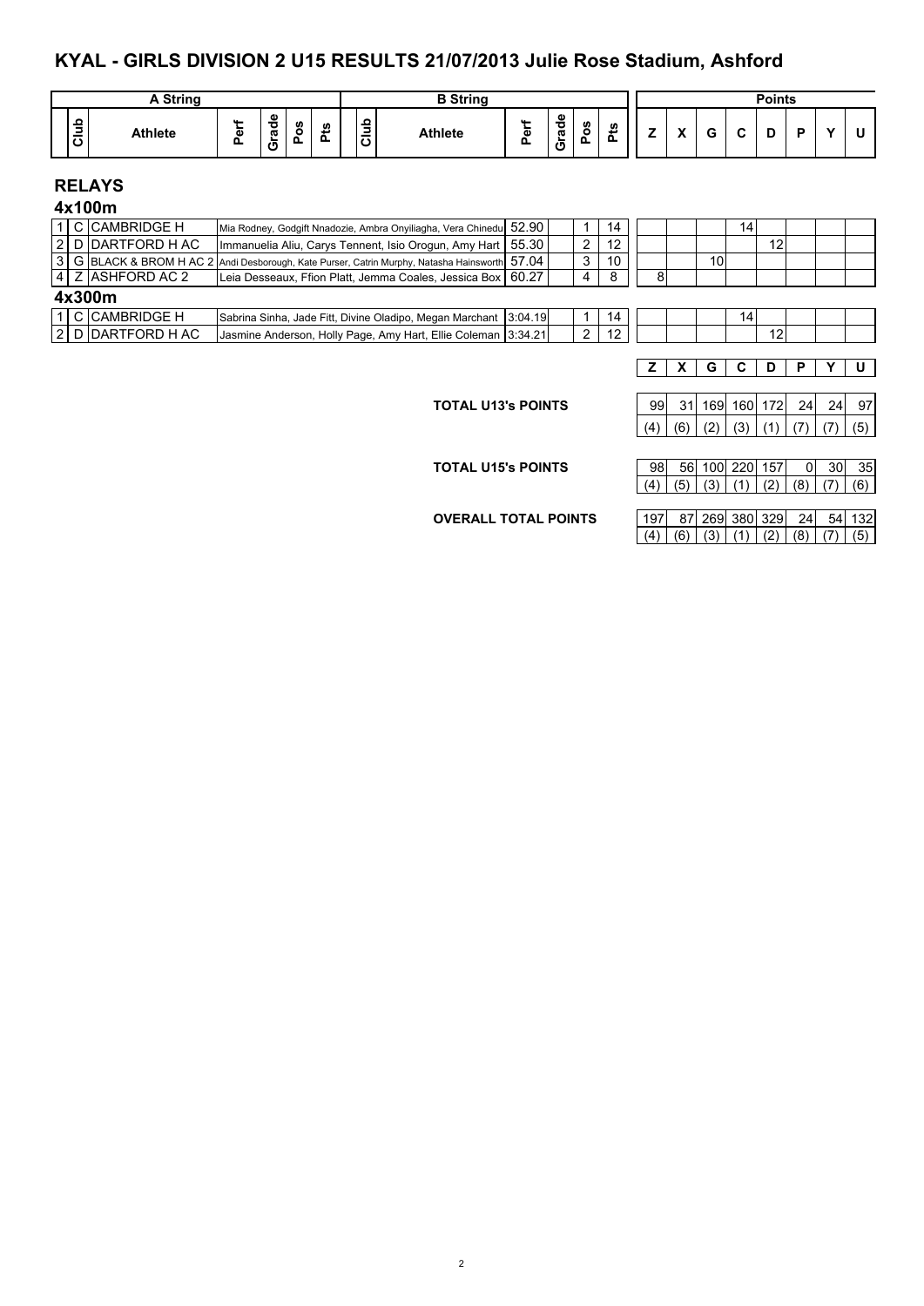# KYAL - GIRLS DIVISION 2 U15 RESULTS 21/07/2013 Julie Rose Stadium, Ashford

| | A String | | | | | | B String | | | | | | Points | | | | | | | |
|---|---|---|---|---|---|---|---|---|---|---|---|---|---|---|---|---|---|---|---|---|
| | Club | Athlete | Perf | Grade | Pos | Pts | Club | Athlete | Perf | Grade | Pos | Pts | Z | X | G | C | D | P | Y | U |

## RELAYS

### 4x100m

| | Club | Team | Athletes | Perf | Grade | Pos | Pts | Z | X | G | C | D | P | Y | U |
|---|---|---|---|---|---|---|---|---|---|---|---|---|---|---|---|
| 1 | C | CAMBRIDGE H | Mia Rodney, Godgift Nnadozie, Ambra Onyiliagha, Vera Chinedu | 52.90 | | 1 | 14 | | | | 14 | | | | |
| 2 | D | DARTFORD H AC | Immanuelia Aliu, Carys Tennent, Isio Orogun, Amy Hart | 55.30 | | 2 | 12 | | | | | 12 | | | |
| 3 | G | BLACK & BROM H AC 2 | Andi Desborough, Kate Purser, Catrin Murphy, Natasha Hainsworth | 57.04 | | 3 | 10 | | | 10 | | | | | |
| 4 | Z | ASHFORD AC 2 | Leia Desseaux, Ffion Platt, Jemma Coales, Jessica Box | 60.27 | | 4 | 8 | 8 | | | | | | | |

### 4x300m

| | Club | Team | Athletes | Perf | Grade | Pos | Pts | Z | X | G | C | D | P | Y | U |
|---|---|---|---|---|---|---|---|---|---|---|---|---|---|---|---|
| 1 | C | CAMBRIDGE H | Sabrina Sinha, Jade Fitt, Divine Oladipo, Megan Marchant | 3:04.19 | | 1 | 14 | | | | 14 | | | | |
| 2 | D | DARTFORD H AC | Jasmine Anderson, Holly Page, Amy Hart, Ellie Coleman | 3:34.21 | | 2 | 12 | | | | | 12 | | | |

| | Z | X | G | C | D | P | Y | U |
|---|---|---|---|---|---|---|---|---|
| **TOTAL U13's POINTS** | 99 | 31 | 169 | 160 | 172 | 24 | 24 | 97 |
| | (4) | (6) | (2) | (3) | (1) | (7) | (7) | (5) |
| **TOTAL U15's POINTS** | 98 | 56 | 100 | 220 | 157 | 0 | 30 | 35 |
| | (4) | (5) | (3) | (1) | (2) | (8) | (7) | (6) |
| **OVERALL TOTAL POINTS** | 197 | 87 | 269 | 380 | 329 | 24 | 54 | 132 |
| | (4) | (6) | (3) | (1) | (2) | (8) | (7) | (5) |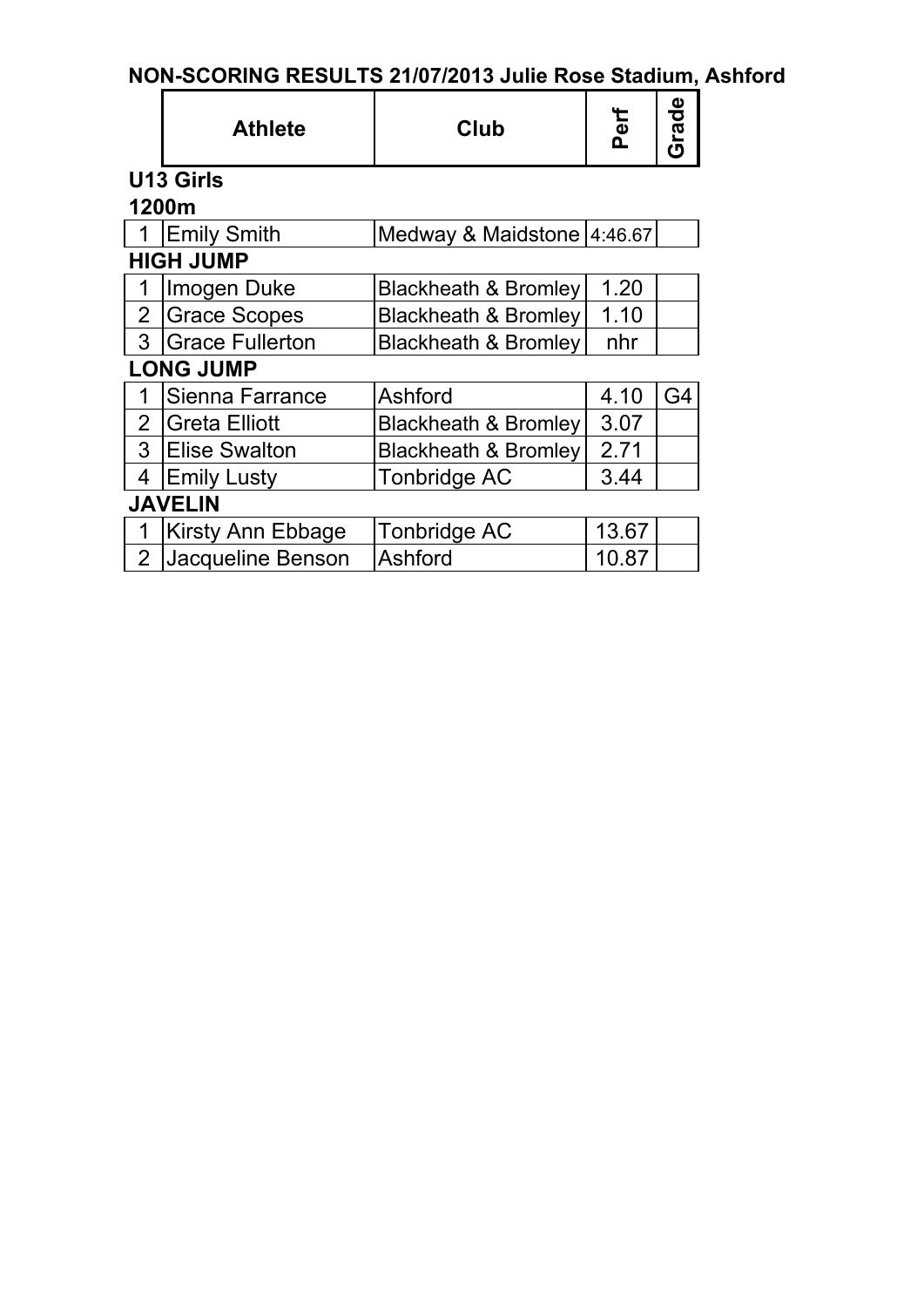# NON-SCORING RESULTS 21/07/2013 Julie Rose Stadium, Ashford

| | Athlete | Club | Perf | Grade |
|---|---|---|---|---|
| **U13 Girls** | | | | |
| **1200m** | | | | |
| 1 | Emily Smith | Medway & Maidstone | 4:46.67 | |
| **HIGH JUMP** | | | | |
| 1 | Imogen Duke | Blackheath & Bromley | 1.20 | |
| 2 | Grace Scopes | Blackheath & Bromley | 1.10 | |
| 3 | Grace Fullerton | Blackheath & Bromley | nhr | |
| **LONG JUMP** | | | | |
| 1 | Sienna Farrance | Ashford | 4.10 | G4 |
| 2 | Greta Elliott | Blackheath & Bromley | 3.07 | |
| 3 | Elise Swalton | Blackheath & Bromley | 2.71 | |
| 4 | Emily Lusty | Tonbridge AC | 3.44 | |
| **JAVELIN** | | | | |
| 1 | Kirsty Ann Ebbage | Tonbridge AC | 13.67 | |
| 2 | Jacqueline Benson | Ashford | 10.87 | |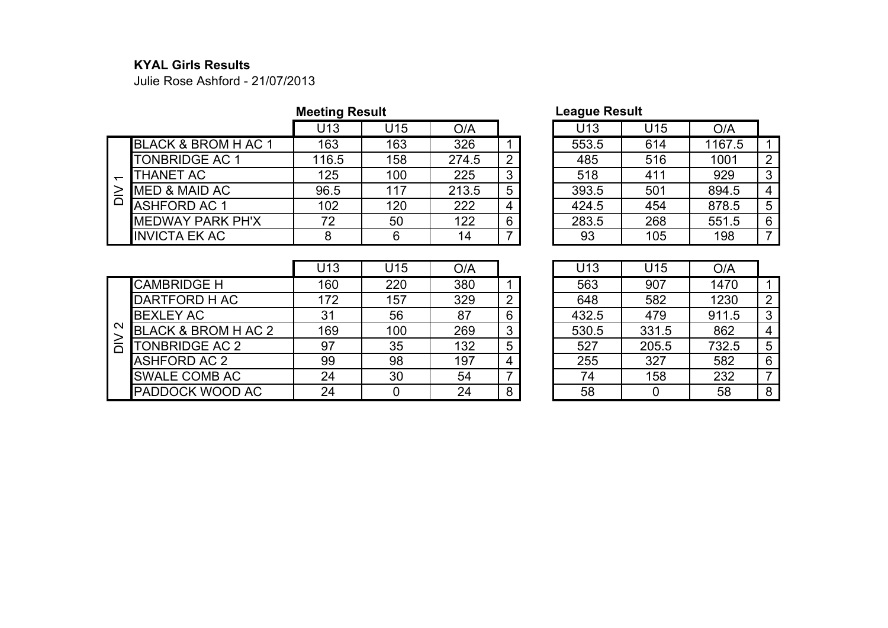**KYAL Girls Results**

Julie Rose Ashford - 21/07/2013

| | | Meeting Result | | | | League Result | | | |
|---|---|---|---|---|---|---|---|---|---|
| | | U13 | U15 | O/A | | U13 | U15 | O/A | |
| DIV 1 | BLACK & BROM H AC 1 | 163 | 163 | 326 | 1 | 553.5 | 614 | 1167.5 | 1 |
| | TONBRIDGE AC 1 | 116.5 | 158 | 274.5 | 2 | 485 | 516 | 1001 | 2 |
| | THANET AC | 125 | 100 | 225 | 3 | 518 | 411 | 929 | 3 |
| | MED & MAID AC | 96.5 | 117 | 213.5 | 5 | 393.5 | 501 | 894.5 | 4 |
| | ASHFORD AC 1 | 102 | 120 | 222 | 4 | 424.5 | 454 | 878.5 | 5 |
| | MEDWAY PARK PH'X | 72 | 50 | 122 | 6 | 283.5 | 268 | 551.5 | 6 |
| | INVICTA EK AC | 8 | 6 | 14 | 7 | 93 | 105 | 198 | 7 |

| | | U13 | U15 | O/A | | U13 | U15 | O/A | |
|---|---|---|---|---|---|---|---|---|---|
| DIV 2 | CAMBRIDGE H | 160 | 220 | 380 | 1 | 563 | 907 | 1470 | 1 |
| | DARTFORD H AC | 172 | 157 | 329 | 2 | 648 | 582 | 1230 | 2 |
| | BEXLEY AC | 31 | 56 | 87 | 6 | 432.5 | 479 | 911.5 | 3 |
| | BLACK & BROM H AC 2 | 169 | 100 | 269 | 3 | 530.5 | 331.5 | 862 | 4 |
| | TONBRIDGE AC 2 | 97 | 35 | 132 | 5 | 527 | 205.5 | 732.5 | 5 |
| | ASHFORD AC 2 | 99 | 98 | 197 | 4 | 255 | 327 | 582 | 6 |
| | SWALE COMB AC | 24 | 30 | 54 | 7 | 74 | 158 | 232 | 7 |
| | PADDOCK WOOD AC | 24 | 0 | 24 | 8 | 58 | 0 | 58 | 8 |